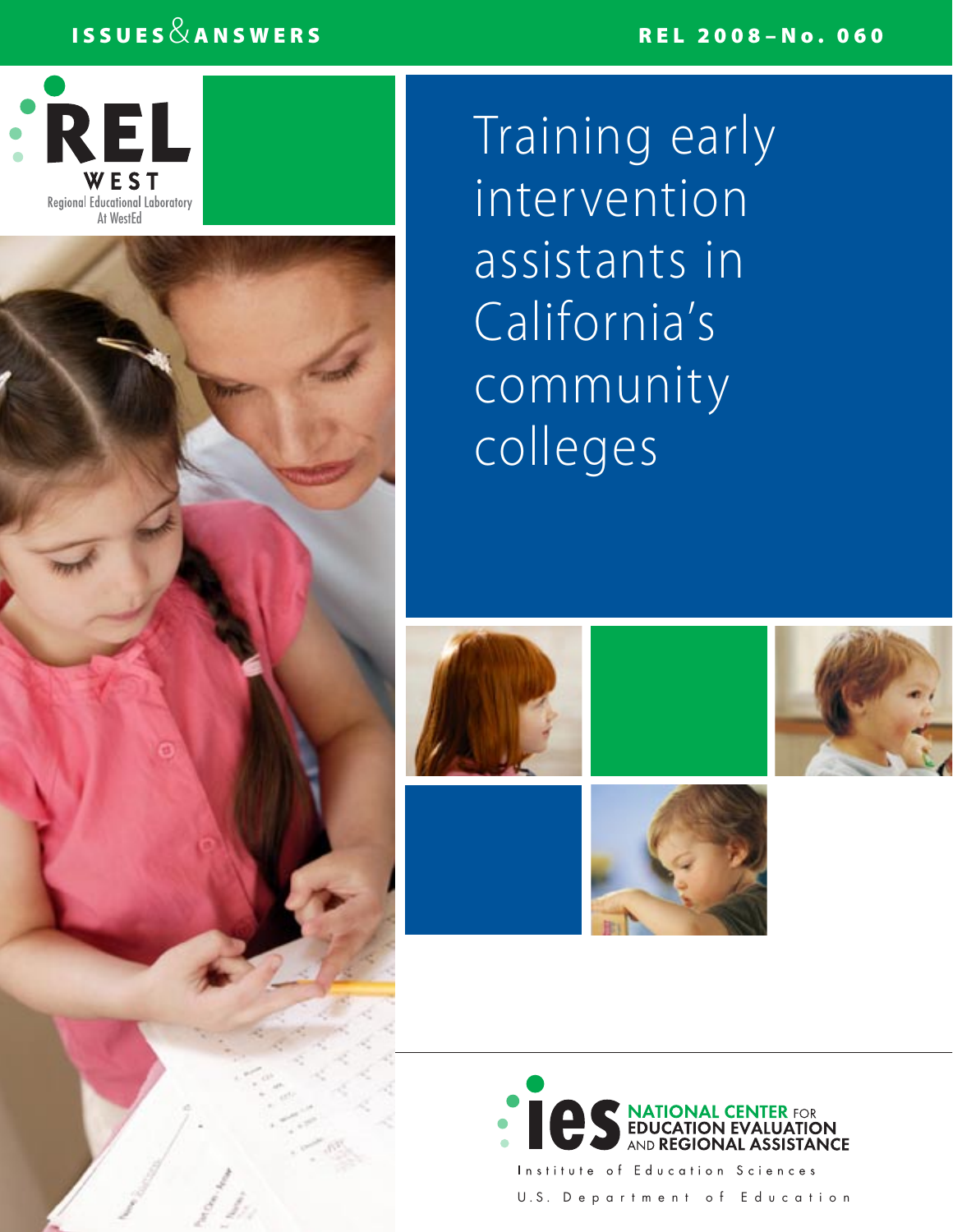ISSUES & ANSWERS

REL 2008–No. 060

REL WEST
Regional Educational Laboratory
At WestEd

# Training early intervention assistants in California's community colleges

ies NATIONAL CENTER FOR EDUCATION EVALUATION AND REGIONAL ASSISTANCE

Institute of Education Sciences

U.S. Department of Education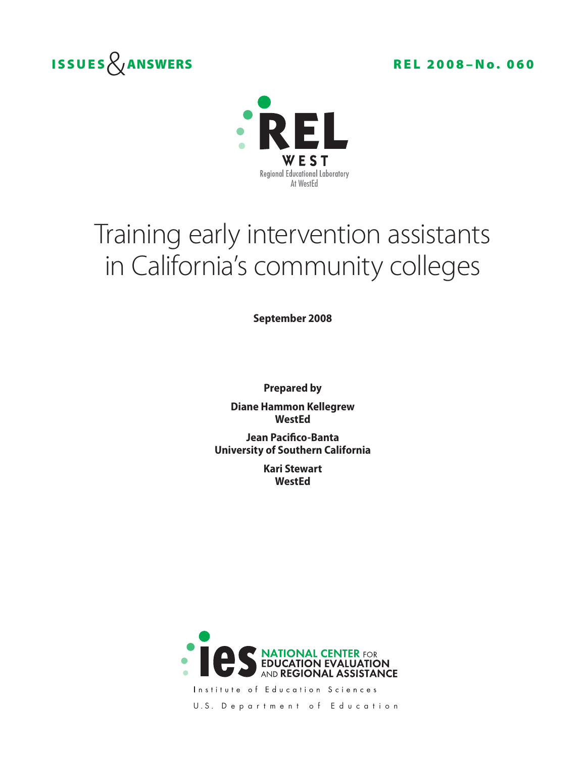ISSUES & ANSWERS

REL 2008–No. 060

REL WEST
Regional Educational Laboratory
At WestEd

# Training early intervention assistants in California's community colleges

**September 2008**

**Prepared by**

**Diane Hammon Kellegrew**
**WestEd**

**Jean Pacifico-Banta**
**University of Southern California**

**Kari Stewart**
**WestEd**

ies NATIONAL CENTER FOR EDUCATION EVALUATION AND REGIONAL ASSISTANCE

Institute of Education Sciences

U.S. Department of Education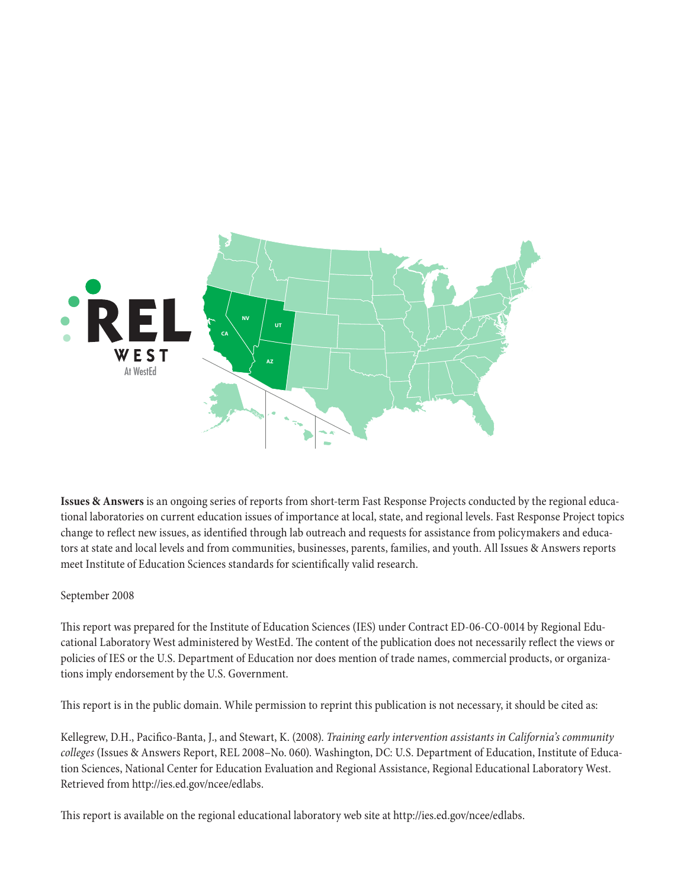**Issues & Answers** is an ongoing series of reports from short-term Fast Response Projects conducted by the regional educational laboratories on current education issues of importance at local, state, and regional levels. Fast Response Project topics change to reflect new issues, as identified through lab outreach and requests for assistance from policymakers and educators at state and local levels and from communities, businesses, parents, families, and youth. All Issues & Answers reports meet Institute of Education Sciences standards for scientifically valid research.

September 2008

This report was prepared for the Institute of Education Sciences (IES) under Contract ED-06-CO-0014 by Regional Educational Laboratory West administered by WestEd. The content of the publication does not necessarily reflect the views or policies of IES or the U.S. Department of Education nor does mention of trade names, commercial products, or organizations imply endorsement by the U.S. Government.

This report is in the public domain. While permission to reprint this publication is not necessary, it should be cited as:

Kellegrew, D.H., Pacifico-Banta, J., and Stewart, K. (2008). *Training early intervention assistants in California's community colleges* (Issues & Answers Report, REL 2008–No. 060). Washington, DC: U.S. Department of Education, Institute of Education Sciences, National Center for Education Evaluation and Regional Assistance, Regional Educational Laboratory West. Retrieved from http://ies.ed.gov/ncee/edlabs.

This report is available on the regional educational laboratory web site at http://ies.ed.gov/ncee/edlabs.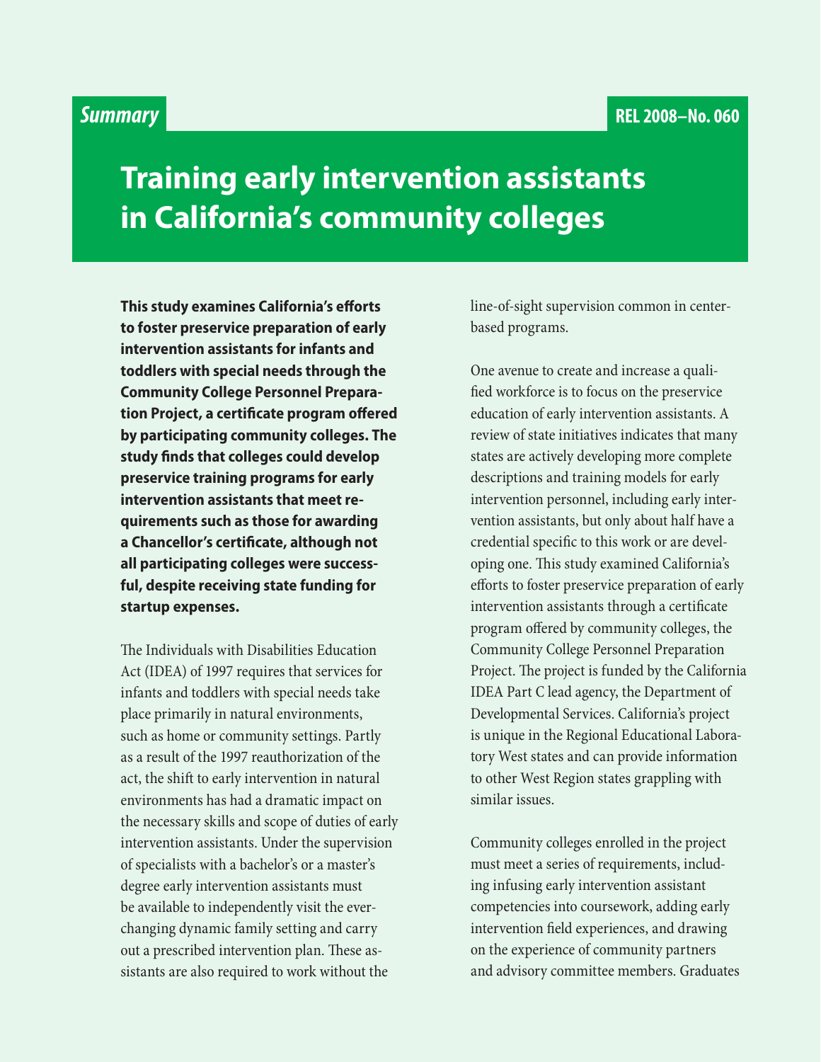*Summary*

REL 2008–No. 060

# Training early intervention assistants in California's community colleges

**This study examines California's efforts to foster preservice preparation of early intervention assistants for infants and toddlers with special needs through the Community College Personnel Preparation Project, a certificate program offered by participating community colleges. The study finds that colleges could develop preservice training programs for early intervention assistants that meet requirements such as those for awarding a Chancellor's certificate, although not all participating colleges were successful, despite receiving state funding for startup expenses.**

The Individuals with Disabilities Education Act (IDEA) of 1997 requires that services for infants and toddlers with special needs take place primarily in natural environments, such as home or community settings. Partly as a result of the 1997 reauthorization of the act, the shift to early intervention in natural environments has had a dramatic impact on the necessary skills and scope of duties of early intervention assistants. Under the supervision of specialists with a bachelor's or a master's degree early intervention assistants must be available to independently visit the ever-changing dynamic family setting and carry out a prescribed intervention plan. These assistants are also required to work without the line-of-sight supervision common in center-based programs.

One avenue to create and increase a qualified workforce is to focus on the preservice education of early intervention assistants. A review of state initiatives indicates that many states are actively developing more complete descriptions and training models for early intervention personnel, including early intervention assistants, but only about half have a credential specific to this work or are developing one. This study examined California's efforts to foster preservice preparation of early intervention assistants through a certificate program offered by community colleges, the Community College Personnel Preparation Project. The project is funded by the California IDEA Part C lead agency, the Department of Developmental Services. California's project is unique in the Regional Educational Laboratory West states and can provide information to other West Region states grappling with similar issues.

Community colleges enrolled in the project must meet a series of requirements, including infusing early intervention assistant competencies into coursework, adding early intervention field experiences, and drawing on the experience of community partners and advisory committee members. Graduates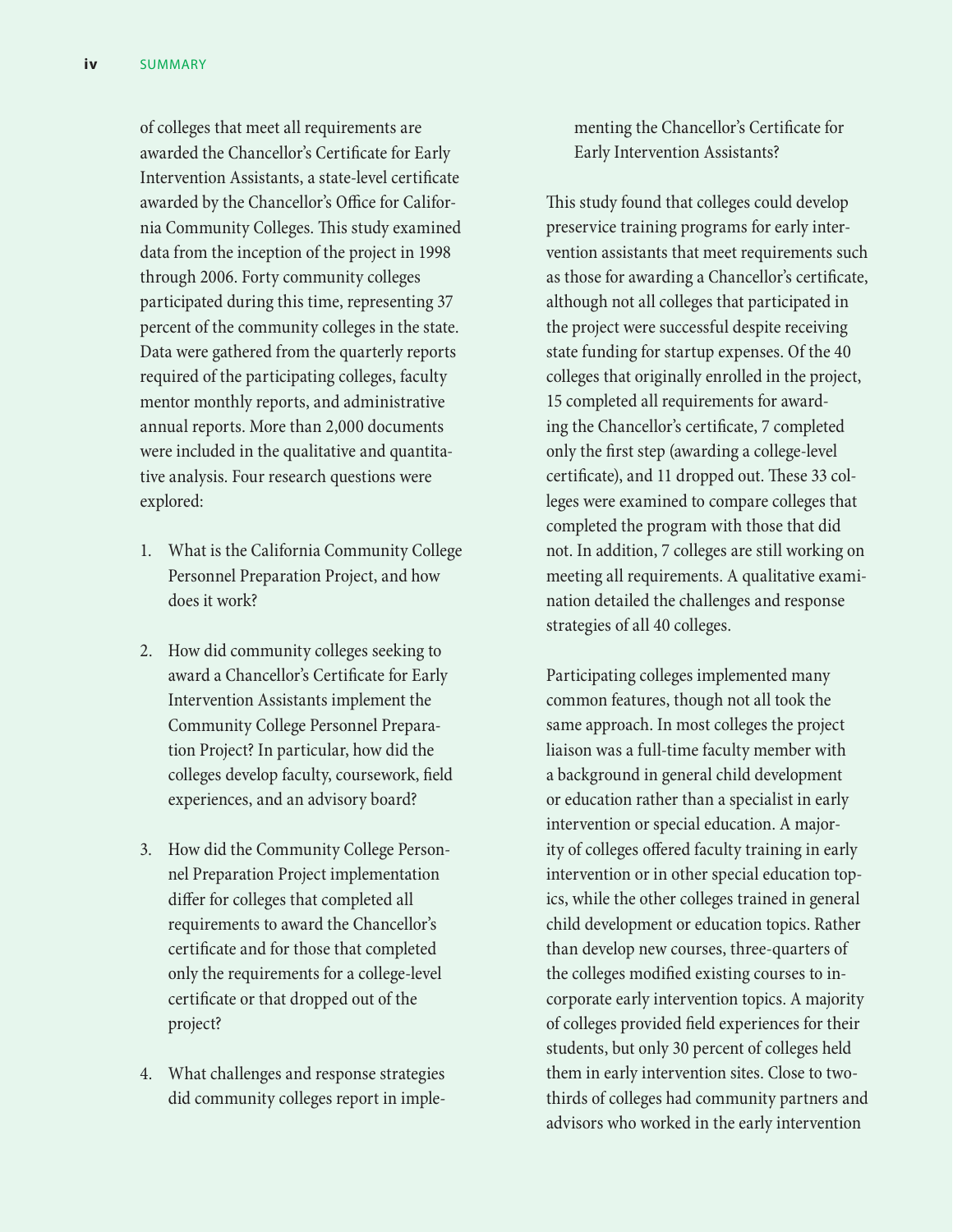of colleges that meet all requirements are awarded the Chancellor's Certificate for Early Intervention Assistants, a state-level certificate awarded by the Chancellor's Office for California Community Colleges. This study examined data from the inception of the project in 1998 through 2006. Forty community colleges participated during this time, representing 37 percent of the community colleges in the state. Data were gathered from the quarterly reports required of the participating colleges, faculty mentor monthly reports, and administrative annual reports. More than 2,000 documents were included in the qualitative and quantitative analysis. Four research questions were explored:

1. What is the California Community College Personnel Preparation Project, and how does it work?
2. How did community colleges seeking to award a Chancellor's Certificate for Early Intervention Assistants implement the Community College Personnel Preparation Project? In particular, how did the colleges develop faculty, coursework, field experiences, and an advisory board?
3. How did the Community College Personnel Preparation Project implementation differ for colleges that completed all requirements to award the Chancellor's certificate and for those that completed only the requirements for a college-level certificate or that dropped out of the project?
4. What challenges and response strategies did community colleges report in implementing the Chancellor's Certificate for Early Intervention Assistants?

This study found that colleges could develop preservice training programs for early intervention assistants that meet requirements such as those for awarding a Chancellor's certificate, although not all colleges that participated in the project were successful despite receiving state funding for startup expenses. Of the 40 colleges that originally enrolled in the project, 15 completed all requirements for awarding the Chancellor's certificate, 7 completed only the first step (awarding a college-level certificate), and 11 dropped out. These 33 colleges were examined to compare colleges that completed the program with those that did not. In addition, 7 colleges are still working on meeting all requirements. A qualitative examination detailed the challenges and response strategies of all 40 colleges.

Participating colleges implemented many common features, though not all took the same approach. In most colleges the project liaison was a full-time faculty member with a background in general child development or education rather than a specialist in early intervention or special education. A majority of colleges offered faculty training in early intervention or in other special education topics, while the other colleges trained in general child development or education topics. Rather than develop new courses, three-quarters of the colleges modified existing courses to incorporate early intervention topics. A majority of colleges provided field experiences for their students, but only 30 percent of colleges held them in early intervention sites. Close to two-thirds of colleges had community partners and advisors who worked in the early intervention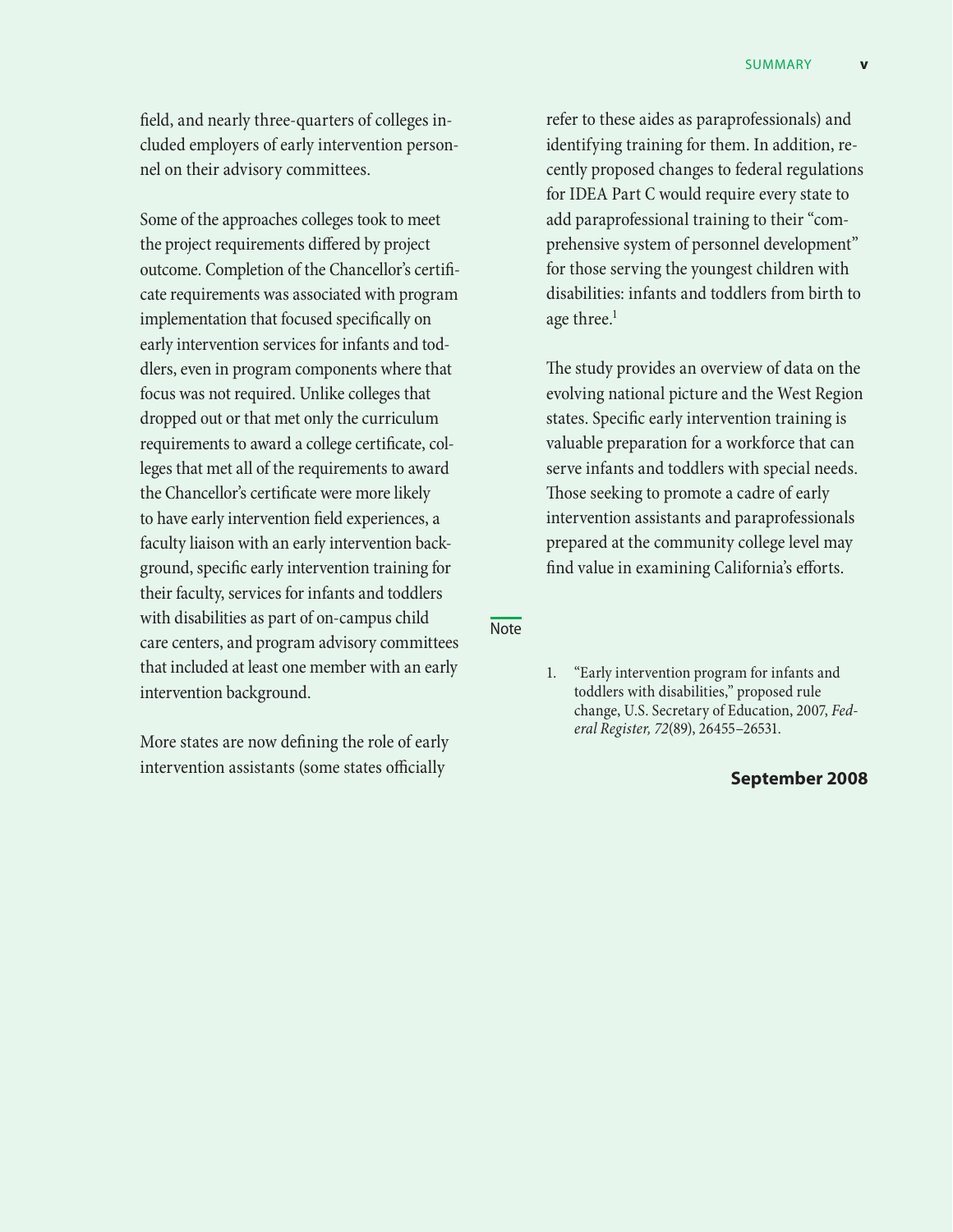field, and nearly three-quarters of colleges included employers of early intervention personnel on their advisory committees.

Some of the approaches colleges took to meet the project requirements differed by project outcome. Completion of the Chancellor's certificate requirements was associated with program implementation that focused specifically on early intervention services for infants and toddlers, even in program components where that focus was not required. Unlike colleges that dropped out or that met only the curriculum requirements to award a college certificate, colleges that met all of the requirements to award the Chancellor's certificate were more likely to have early intervention field experiences, a faculty liaison with an early intervention background, specific early intervention training for their faculty, services for infants and toddlers with disabilities as part of on-campus child care centers, and program advisory committees that included at least one member with an early intervention background.

More states are now defining the role of early intervention assistants (some states officially refer to these aides as paraprofessionals) and identifying training for them. In addition, recently proposed changes to federal regulations for IDEA Part C would require every state to add paraprofessional training to their "comprehensive system of personnel development" for those serving the youngest children with disabilities: infants and toddlers from birth to age three.[1]

The study provides an overview of data on the evolving national picture and the West Region states. Specific early intervention training is valuable preparation for a workforce that can serve infants and toddlers with special needs. Those seeking to promote a cadre of early intervention assistants and paraprofessionals prepared at the community college level may find value in examining California's efforts.

**September 2008**

## Note

1. "Early intervention program for infants and toddlers with disabilities," proposed rule change, U.S. Secretary of Education, 2007, *Federal Register, 72*(89), 26455–26531.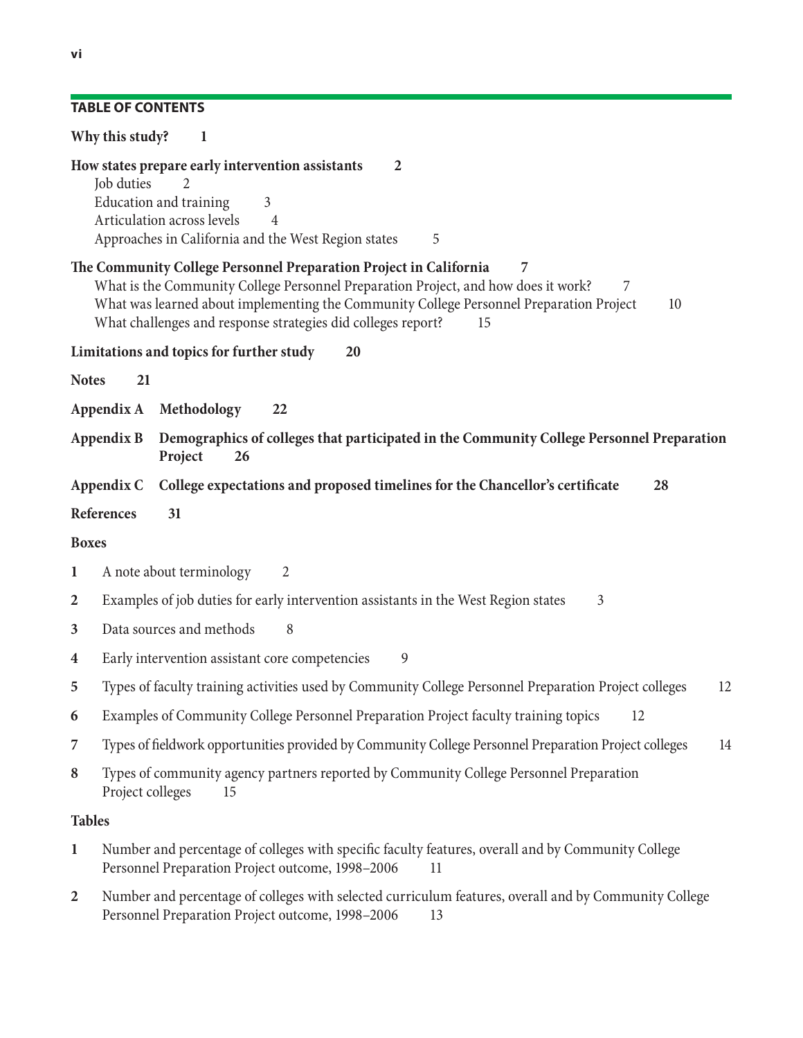## TABLE OF CONTENTS

**Why this study? 1**

**How states prepare early intervention assistants 2**
- Job duties 2
- Education and training 3
- Articulation across levels 4
- Approaches in California and the West Region states 5

**The Community College Personnel Preparation Project in California 7**
- What is the Community College Personnel Preparation Project, and how does it work? 7
- What was learned about implementing the Community College Personnel Preparation Project 10
- What challenges and response strategies did colleges report? 15

**Limitations and topics for further study 20**

**Notes 21**

**Appendix A Methodology 22**

**Appendix B Demographics of colleges that participated in the Community College Personnel Preparation Project 26**

**Appendix C College expectations and proposed timelines for the Chancellor's certificate 28**

**References 31**

**Boxes**

1 A note about terminology 2

2 Examples of job duties for early intervention assistants in the West Region states 3

3 Data sources and methods 8

4 Early intervention assistant core competencies 9

5 Types of faculty training activities used by Community College Personnel Preparation Project colleges 12

6 Examples of Community College Personnel Preparation Project faculty training topics 12

7 Types of fieldwork opportunities provided by Community College Personnel Preparation Project colleges 14

8 Types of community agency partners reported by Community College Personnel Preparation Project colleges 15

**Tables**

1 Number and percentage of colleges with specific faculty features, overall and by Community College Personnel Preparation Project outcome, 1998–2006 11

2 Number and percentage of colleges with selected curriculum features, overall and by Community College Personnel Preparation Project outcome, 1998–2006 13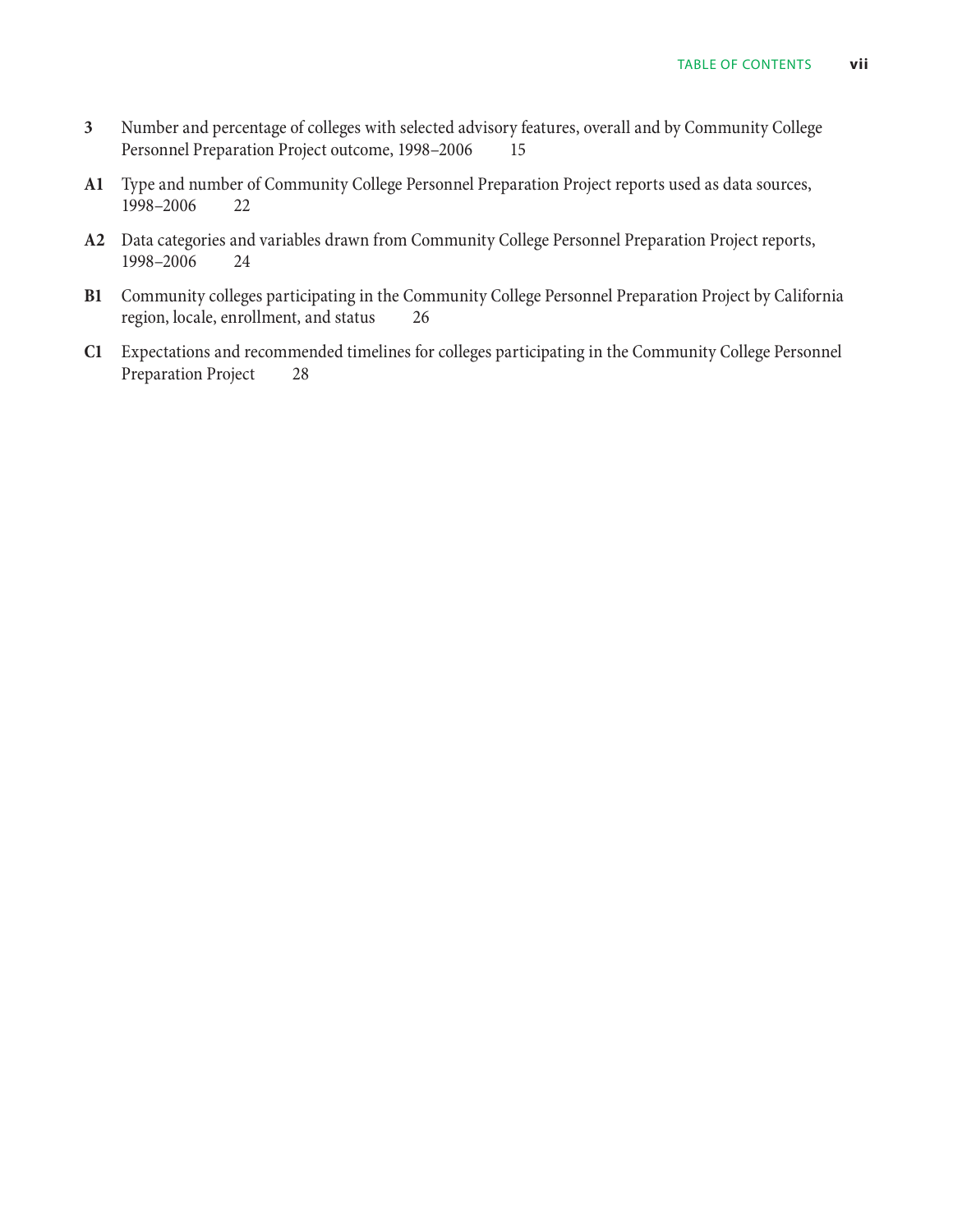**3** Number and percentage of colleges with selected advisory features, overall and by Community College Personnel Preparation Project outcome, 1998–2006 15

**A1** Type and number of Community College Personnel Preparation Project reports used as data sources, 1998–2006 22

**A2** Data categories and variables drawn from Community College Personnel Preparation Project reports, 1998–2006 24

**B1** Community colleges participating in the Community College Personnel Preparation Project by California region, locale, enrollment, and status 26

**C1** Expectations and recommended timelines for colleges participating in the Community College Personnel Preparation Project 28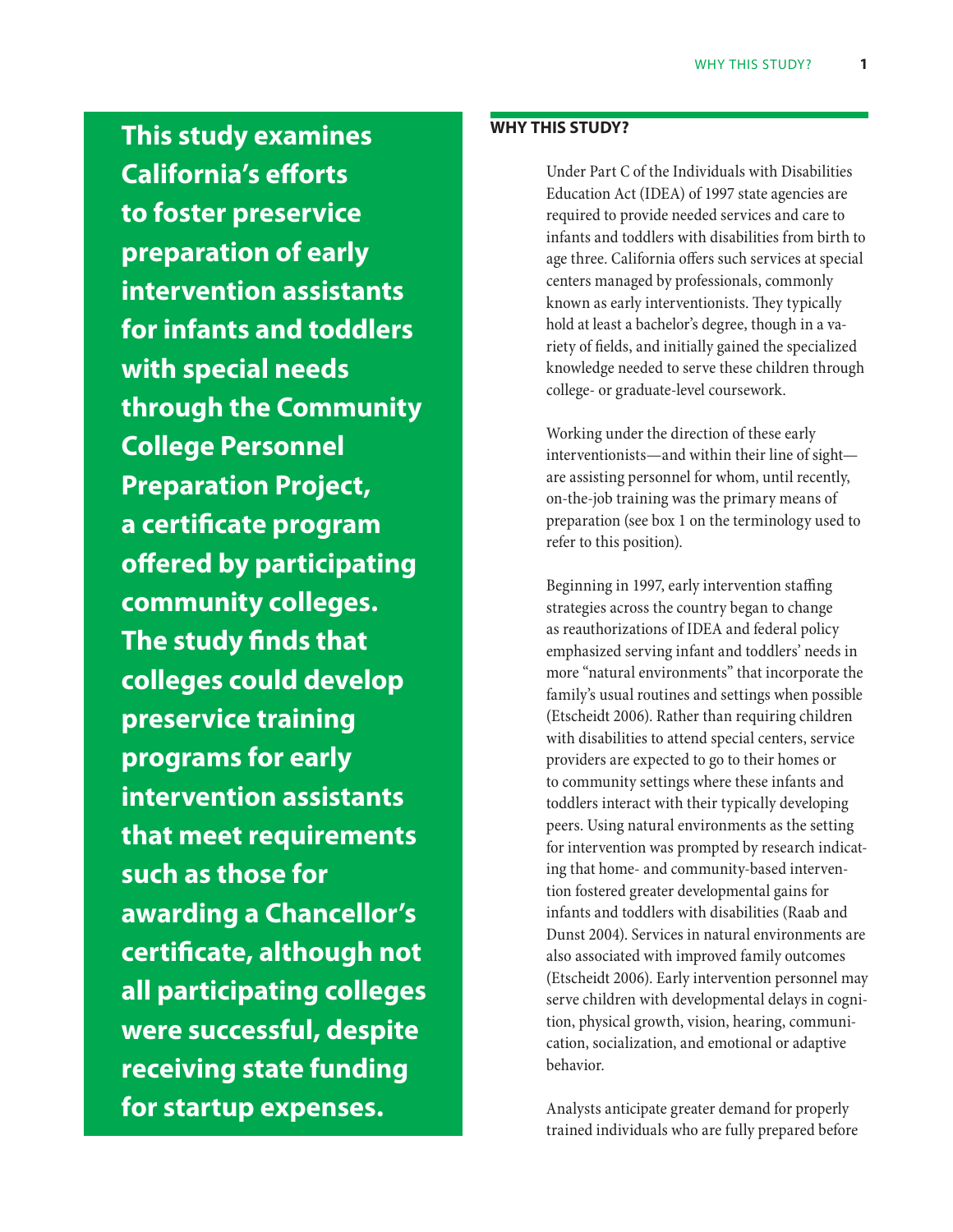**This study examines California's efforts to foster preservice preparation of early intervention assistants for infants and toddlers with special needs through the Community College Personnel Preparation Project, a certificate program offered by participating community colleges. The study finds that colleges could develop preservice training programs for early intervention assistants that meet requirements such as those for awarding a Chancellor's certificate, although not all participating colleges were successful, despite receiving state funding for startup expenses.**

## WHY THIS STUDY?

Under Part C of the Individuals with Disabilities Education Act (IDEA) of 1997 state agencies are required to provide needed services and care to infants and toddlers with disabilities from birth to age three. California offers such services at special centers managed by professionals, commonly known as early interventionists. They typically hold at least a bachelor's degree, though in a variety of fields, and initially gained the specialized knowledge needed to serve these children through college- or graduate-level coursework.

Working under the direction of these early interventionists—and within their line of sight—are assisting personnel for whom, until recently, on-the-job training was the primary means of preparation (see box 1 on the terminology used to refer to this position).

Beginning in 1997, early intervention staffing strategies across the country began to change as reauthorizations of IDEA and federal policy emphasized serving infant and toddlers' needs in more "natural environments" that incorporate the family's usual routines and settings when possible (Etscheidt 2006). Rather than requiring children with disabilities to attend special centers, service providers are expected to go to their homes or to community settings where these infants and toddlers interact with their typically developing peers. Using natural environments as the setting for intervention was prompted by research indicating that home- and community-based intervention fostered greater developmental gains for infants and toddlers with disabilities (Raab and Dunst 2004). Services in natural environments are also associated with improved family outcomes (Etscheidt 2006). Early intervention personnel may serve children with developmental delays in cognition, physical growth, vision, hearing, communication, socialization, and emotional or adaptive behavior.

Analysts anticipate greater demand for properly trained individuals who are fully prepared before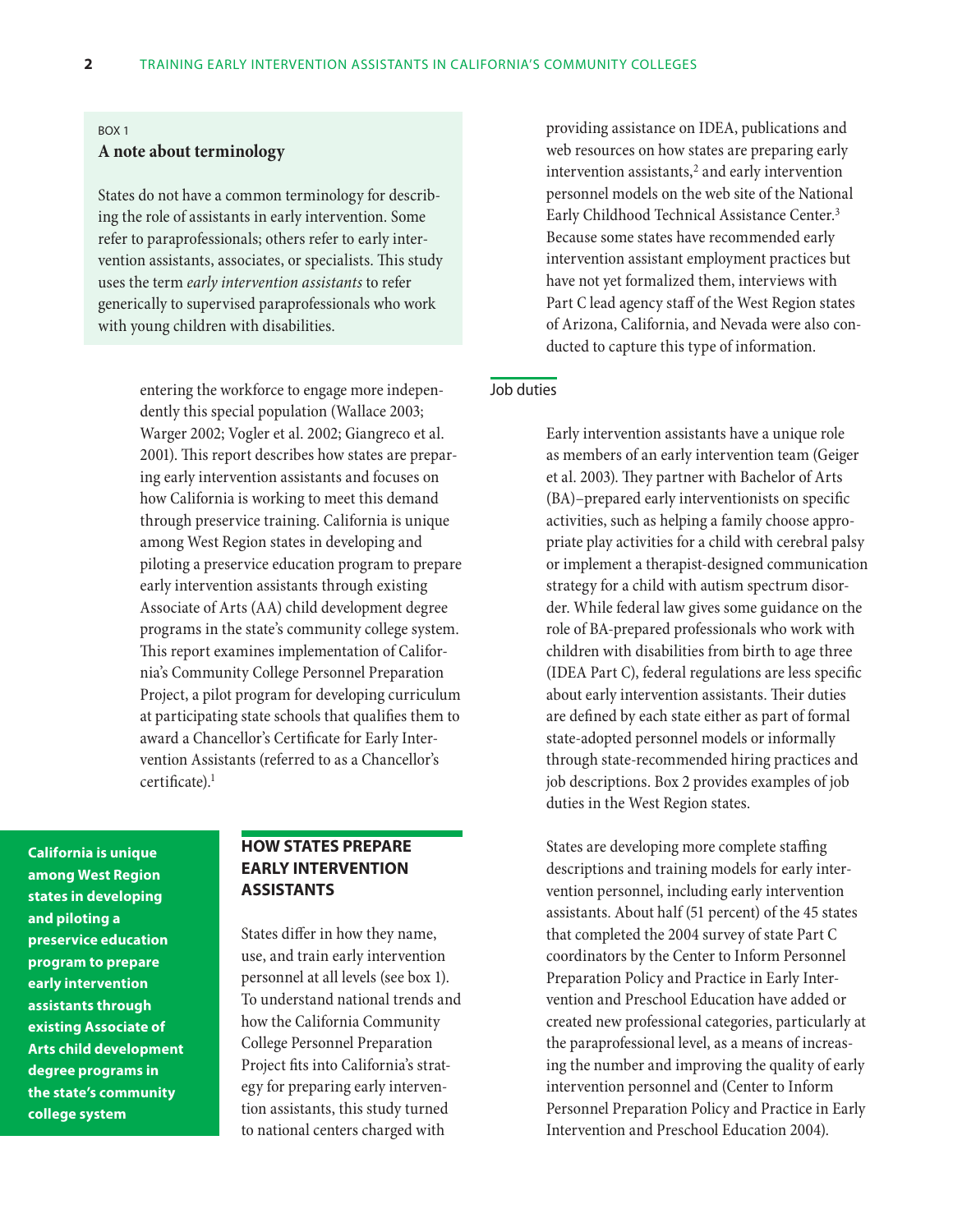> BOX 1
> **A note about terminology**
>
> States do not have a common terminology for describing the role of assistants in early intervention. Some refer to paraprofessionals; others refer to early intervention assistants, associates, or specialists. This study uses the term *early intervention assistants* to refer generically to supervised paraprofessionals who work with young children with disabilities.

entering the workforce to engage more independently this special population (Wallace 2003; Warger 2002; Vogler et al. 2002; Giangreco et al. 2001). This report describes how states are preparing early intervention assistants and focuses on how California is working to meet this demand through preservice training. California is unique among West Region states in developing and piloting a preservice education program to prepare early intervention assistants through existing Associate of Arts (AA) child development degree programs in the state's community college system. This report examines implementation of California's Community College Personnel Preparation Project, a pilot program for developing curriculum at participating state schools that qualifies them to award a Chancellor's Certificate for Early Intervention Assistants (referred to as a Chancellor's certificate).[1]

**California is unique among West Region states in developing and piloting a preservice education program to prepare early intervention assistants through existing Associate of Arts child development degree programs in the state's community college system**

## HOW STATES PREPARE EARLY INTERVENTION ASSISTANTS

States differ in how they name, use, and train early intervention personnel at all levels (see box 1). To understand national trends and how the California Community College Personnel Preparation Project fits into California's strategy for preparing early intervention assistants, this study turned to national centers charged with providing assistance on IDEA, publications and web resources on how states are preparing early intervention assistants,[2] and early intervention personnel models on the web site of the National Early Childhood Technical Assistance Center.[3] Because some states have recommended early intervention assistant employment practices but have not yet formalized them, interviews with Part C lead agency staff of the West Region states of Arizona, California, and Nevada were also conducted to capture this type of information.

### Job duties

Early intervention assistants have a unique role as members of an early intervention team (Geiger et al. 2003). They partner with Bachelor of Arts (BA)–prepared early interventionists on specific activities, such as helping a family choose appropriate play activities for a child with cerebral palsy or implement a therapist-designed communication strategy for a child with autism spectrum disorder. While federal law gives some guidance on the role of BA-prepared professionals who work with children with disabilities from birth to age three (IDEA Part C), federal regulations are less specific about early intervention assistants. Their duties are defined by each state either as part of formal state-adopted personnel models or informally through state-recommended hiring practices and job descriptions. Box 2 provides examples of job duties in the West Region states.

States are developing more complete staffing descriptions and training models for early intervention personnel, including early intervention assistants. About half (51 percent) of the 45 states that completed the 2004 survey of state Part C coordinators by the Center to Inform Personnel Preparation Policy and Practice in Early Intervention and Preschool Education have added or created new professional categories, particularly at the paraprofessional level, as a means of increasing the number and improving the quality of early intervention personnel and (Center to Inform Personnel Preparation Policy and Practice in Early Intervention and Preschool Education 2004).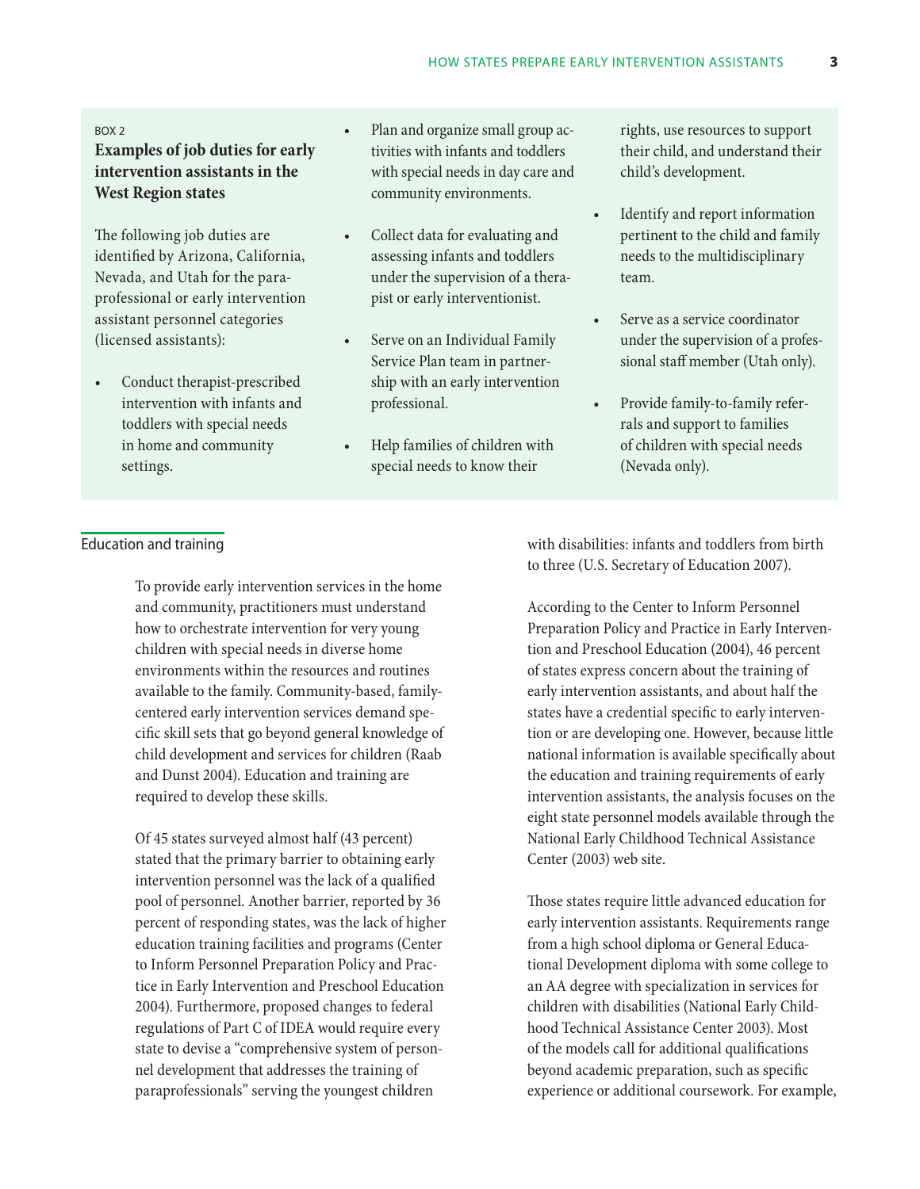BOX 2

**Examples of job duties for early intervention assistants in the West Region states**

The following job duties are identified by Arizona, California, Nevada, and Utah for the paraprofessional or early intervention assistant personnel categories (licensed assistants):

- Conduct therapist-prescribed intervention with infants and toddlers with special needs in home and community settings.
- Plan and organize small group activities with infants and toddlers with special needs in day care and community environments.
- Collect data for evaluating and assessing infants and toddlers under the supervision of a therapist or early interventionist.
- Serve on an Individual Family Service Plan team in partnership with an early intervention professional.
- Help families of children with special needs to know their rights, use resources to support their child, and understand their child's development.
- Identify and report information pertinent to the child and family needs to the multidisciplinary team.
- Serve as a service coordinator under the supervision of a professional staff member (Utah only).
- Provide family-to-family referrals and support to families of children with special needs (Nevada only).

## Education and training

To provide early intervention services in the home and community, practitioners must understand how to orchestrate intervention for very young children with special needs in diverse home environments within the resources and routines available to the family. Community-based, family-centered early intervention services demand specific skill sets that go beyond general knowledge of child development and services for children (Raab and Dunst 2004). Education and training are required to develop these skills.

Of 45 states surveyed almost half (43 percent) stated that the primary barrier to obtaining early intervention personnel was the lack of a qualified pool of personnel. Another barrier, reported by 36 percent of responding states, was the lack of higher education training facilities and programs (Center to Inform Personnel Preparation Policy and Practice in Early Intervention and Preschool Education 2004). Furthermore, proposed changes to federal regulations of Part C of IDEA would require every state to devise a "comprehensive system of personnel development that addresses the training of paraprofessionals" serving the youngest children with disabilities: infants and toddlers from birth to three (U.S. Secretary of Education 2007).

According to the Center to Inform Personnel Preparation Policy and Practice in Early Intervention and Preschool Education (2004), 46 percent of states express concern about the training of early intervention assistants, and about half the states have a credential specific to early intervention or are developing one. However, because little national information is available specifically about the education and training requirements of early intervention assistants, the analysis focuses on the eight state personnel models available through the National Early Childhood Technical Assistance Center (2003) web site.

Those states require little advanced education for early intervention assistants. Requirements range from a high school diploma or General Educational Development diploma with some college to an AA degree with specialization in services for children with disabilities (National Early Childhood Technical Assistance Center 2003). Most of the models call for additional qualifications beyond academic preparation, such as specific experience or additional coursework. For example,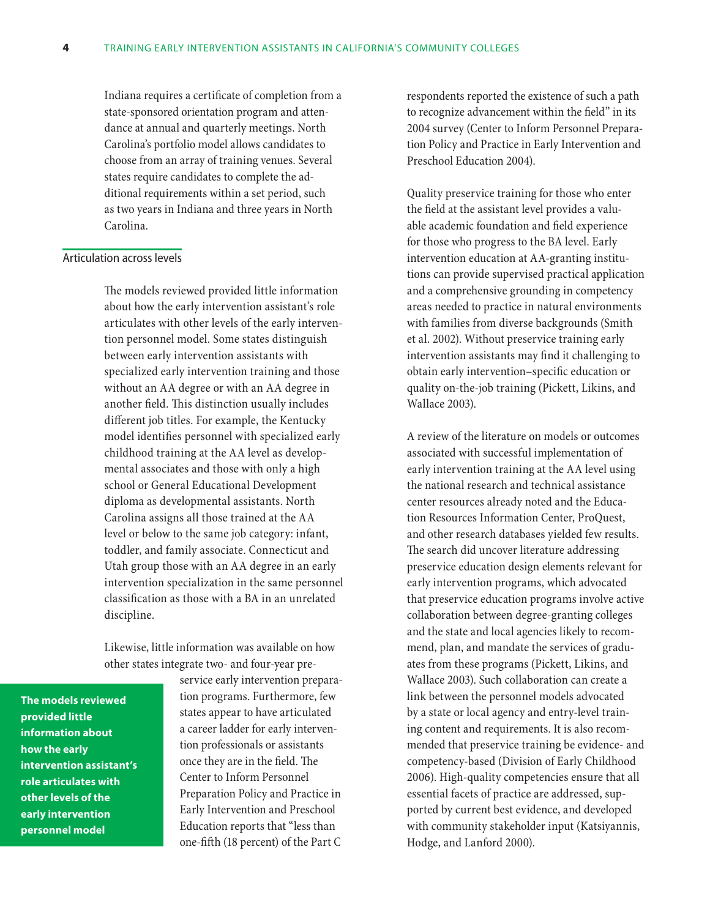Indiana requires a certificate of completion from a state-sponsored orientation program and attendance at annual and quarterly meetings. North Carolina's portfolio model allows candidates to choose from an array of training venues. Several states require candidates to complete the additional requirements within a set period, such as two years in Indiana and three years in North Carolina.

## Articulation across levels

The models reviewed provided little information about how the early intervention assistant's role articulates with other levels of the early intervention personnel model. Some states distinguish between early intervention assistants with specialized early intervention training and those without an AA degree or with an AA degree in another field. This distinction usually includes different job titles. For example, the Kentucky model identifies personnel with specialized early childhood training at the AA level as developmental associates and those with only a high school or General Educational Development diploma as developmental assistants. North Carolina assigns all those trained at the AA level or below to the same job category: infant, toddler, and family associate. Connecticut and Utah group those with an AA degree in an early intervention specialization in the same personnel classification as those with a BA in an unrelated discipline.

Likewise, little information was available on how other states integrate two- and four-year preservice early intervention preparation programs. Furthermore, few states appear to have articulated a career ladder for early intervention professionals or assistants once they are in the field. The Center to Inform Personnel Preparation Policy and Practice in Early Intervention and Preschool Education reports that "less than one-fifth (18 percent) of the Part C respondents reported the existence of such a path to recognize advancement within the field" in its 2004 survey (Center to Inform Personnel Preparation Policy and Practice in Early Intervention and Preschool Education 2004).

**The models reviewed provided little information about how the early intervention assistant's role articulates with other levels of the early intervention personnel model**

Quality preservice training for those who enter the field at the assistant level provides a valuable academic foundation and field experience for those who progress to the BA level. Early intervention education at AA-granting institutions can provide supervised practical application and a comprehensive grounding in competency areas needed to practice in natural environments with families from diverse backgrounds (Smith et al. 2002). Without preservice training early intervention assistants may find it challenging to obtain early intervention–specific education or quality on-the-job training (Pickett, Likins, and Wallace 2003).

A review of the literature on models or outcomes associated with successful implementation of early intervention training at the AA level using the national research and technical assistance center resources already noted and the Education Resources Information Center, ProQuest, and other research databases yielded few results. The search did uncover literature addressing preservice education design elements relevant for early intervention programs, which advocated that preservice education programs involve active collaboration between degree-granting colleges and the state and local agencies likely to recommend, plan, and mandate the services of graduates from these programs (Pickett, Likins, and Wallace 2003). Such collaboration can create a link between the personnel models advocated by a state or local agency and entry-level training content and requirements. It is also recommended that preservice training be evidence- and competency-based (Division of Early Childhood 2006). High-quality competencies ensure that all essential facets of practice are addressed, supported by current best evidence, and developed with community stakeholder input (Katsiyannis, Hodge, and Lanford 2000).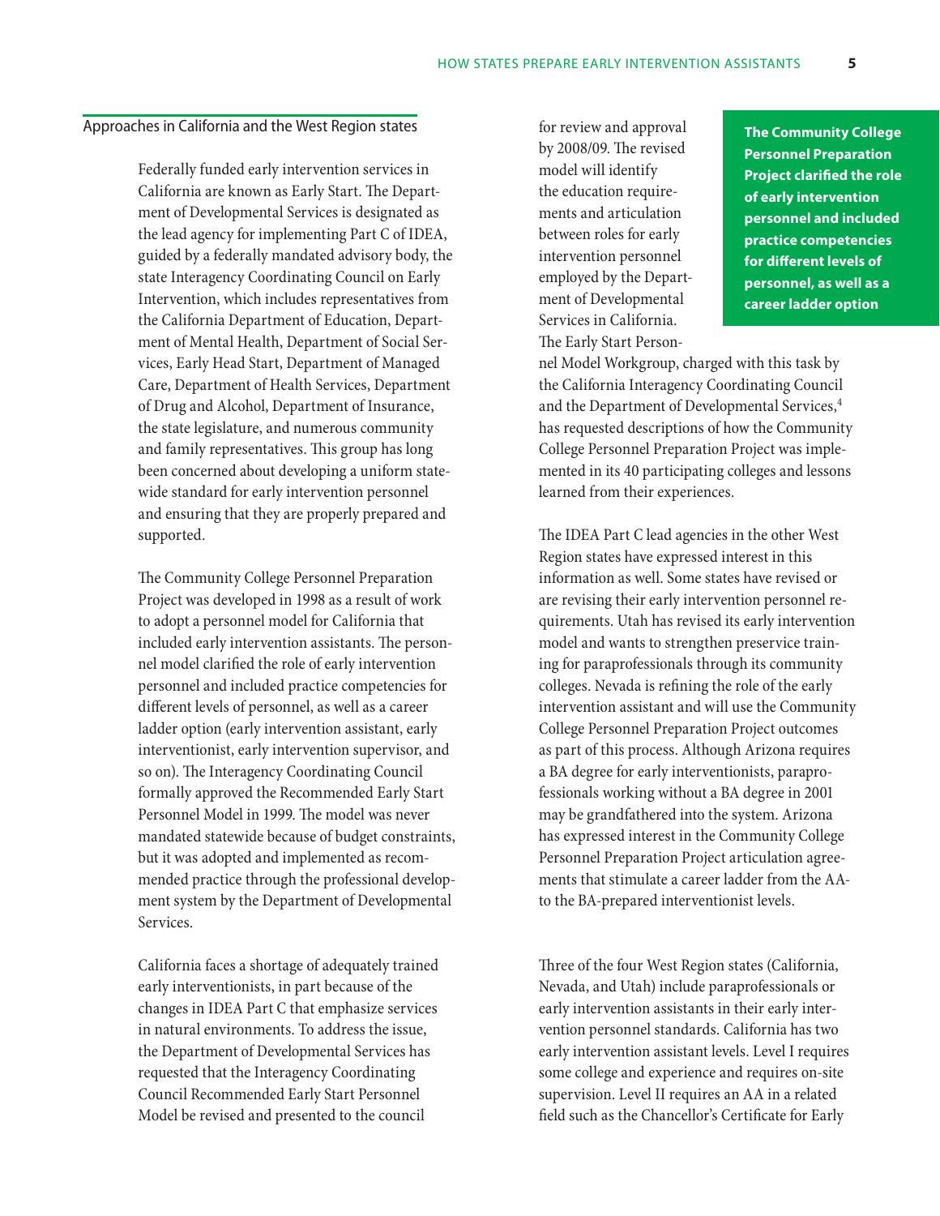## Approaches in California and the West Region states

Federally funded early intervention services in California are known as Early Start. The Department of Developmental Services is designated as the lead agency for implementing Part C of IDEA, guided by a federally mandated advisory body, the state Interagency Coordinating Council on Early Intervention, which includes representatives from the California Department of Education, Department of Mental Health, Department of Social Services, Early Head Start, Department of Managed Care, Department of Health Services, Department of Drug and Alcohol, Department of Insurance, the state legislature, and numerous community and family representatives. This group has long been concerned about developing a uniform statewide standard for early intervention personnel and ensuring that they are properly prepared and supported.

The Community College Personnel Preparation Project was developed in 1998 as a result of work to adopt a personnel model for California that included early intervention assistants. The personnel model clarified the role of early intervention personnel and included practice competencies for different levels of personnel, as well as a career ladder option (early intervention assistant, early interventionist, early intervention supervisor, and so on). The Interagency Coordinating Council formally approved the Recommended Early Start Personnel Model in 1999. The model was never mandated statewide because of budget constraints, but it was adopted and implemented as recommended practice through the professional development system by the Department of Developmental Services.

California faces a shortage of adequately trained early interventionists, in part because of the changes in IDEA Part C that emphasize services in natural environments. To address the issue, the Department of Developmental Services has requested that the Interagency Coordinating Council Recommended Early Start Personnel Model be revised and presented to the council for review and approval by 2008/09. The revised model will identify the education requirements and articulation between roles for early intervention personnel employed by the Department of Developmental Services in California. The Early Start Personnel Model Workgroup, charged with this task by the California Interagency Coordinating Council and the Department of Developmental Services,[4] has requested descriptions of how the Community College Personnel Preparation Project was implemented in its 40 participating colleges and lessons learned from their experiences.

**The Community College Personnel Preparation Project clarified the role of early intervention personnel and included practice competencies for different levels of personnel, as well as a career ladder option**

The IDEA Part C lead agencies in the other West Region states have expressed interest in this information as well. Some states have revised or are revising their early intervention personnel requirements. Utah has revised its early intervention model and wants to strengthen preservice training for paraprofessionals through its community colleges. Nevada is refining the role of the early intervention assistant and will use the Community College Personnel Preparation Project outcomes as part of this process. Although Arizona requires a BA degree for early interventionists, paraprofessionals working without a BA degree in 2001 may be grandfathered into the system. Arizona has expressed interest in the Community College Personnel Preparation Project articulation agreements that stimulate a career ladder from the AA- to the BA-prepared interventionist levels.

Three of the four West Region states (California, Nevada, and Utah) include paraprofessionals or early intervention assistants in their early intervention personnel standards. California has two early intervention assistant levels. Level I requires some college and experience and requires on-site supervision. Level II requires an AA in a related field such as the Chancellor's Certificate for Early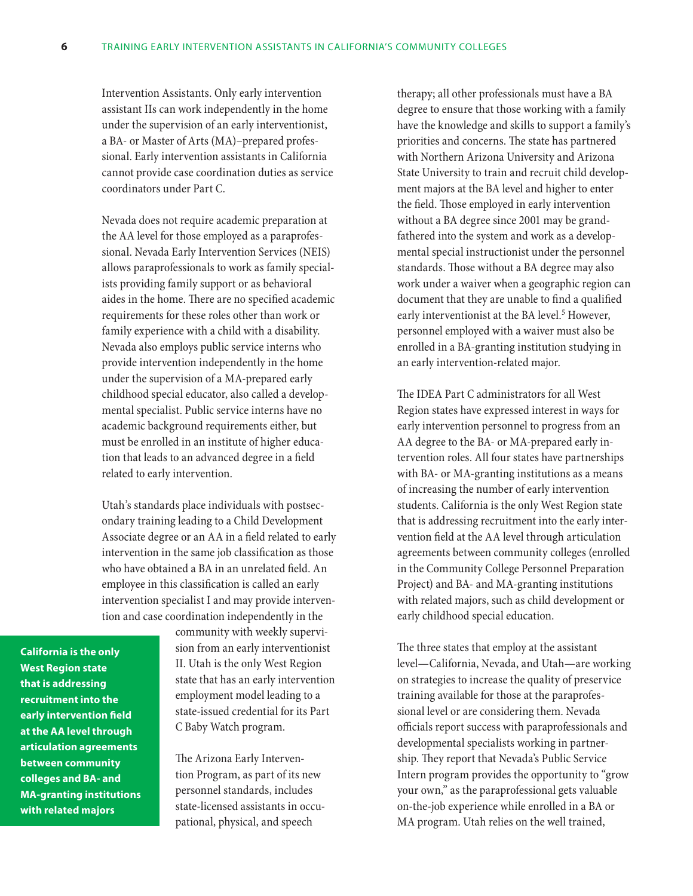Intervention Assistants. Only early intervention assistant IIs can work independently in the home under the supervision of an early interventionist, a BA- or Master of Arts (MA)–prepared professional. Early intervention assistants in California cannot provide case coordination duties as service coordinators under Part C.

Nevada does not require academic preparation at the AA level for those employed as a paraprofessional. Nevada Early Intervention Services (NEIS) allows paraprofessionals to work as family specialists providing family support or as behavioral aides in the home. There are no specified academic requirements for these roles other than work or family experience with a child with a disability. Nevada also employs public service interns who provide intervention independently in the home under the supervision of a MA-prepared early childhood special educator, also called a developmental specialist. Public service interns have no academic background requirements either, but must be enrolled in an institute of higher education that leads to an advanced degree in a field related to early intervention.

Utah's standards place individuals with postsecondary training leading to a Child Development Associate degree or an AA in a field related to early intervention in the same job classification as those who have obtained a BA in an unrelated field. An employee in this classification is called an early intervention specialist I and may provide intervention and case coordination independently in the community with weekly supervision from an early interventionist II. Utah is the only West Region state that has an early intervention employment model leading to a state-issued credential for its Part C Baby Watch program.

**California is the only West Region state that is addressing recruitment into the early intervention field at the AA level through articulation agreements between community colleges and BA- and MA-granting institutions with related majors**

The Arizona Early Intervention Program, as part of its new personnel standards, includes state-licensed assistants in occupational, physical, and speech therapy; all other professionals must have a BA degree to ensure that those working with a family have the knowledge and skills to support a family's priorities and concerns. The state has partnered with Northern Arizona University and Arizona State University to train and recruit child development majors at the BA level and higher to enter the field. Those employed in early intervention without a BA degree since 2001 may be grandfathered into the system and work as a developmental special instructionist under the personnel standards. Those without a BA degree may also work under a waiver when a geographic region can document that they are unable to find a qualified early interventionist at the BA level.[5] However, personnel employed with a waiver must also be enrolled in a BA-granting institution studying in an early intervention-related major.

The IDEA Part C administrators for all West Region states have expressed interest in ways for early intervention personnel to progress from an AA degree to the BA- or MA-prepared early intervention roles. All four states have partnerships with BA- or MA-granting institutions as a means of increasing the number of early intervention students. California is the only West Region state that is addressing recruitment into the early intervention field at the AA level through articulation agreements between community colleges (enrolled in the Community College Personnel Preparation Project) and BA- and MA-granting institutions with related majors, such as child development or early childhood special education.

The three states that employ at the assistant level—California, Nevada, and Utah—are working on strategies to increase the quality of preservice training available for those at the paraprofessional level or are considering them. Nevada officials report success with paraprofessionals and developmental specialists working in partnership. They report that Nevada's Public Service Intern program provides the opportunity to "grow your own," as the paraprofessional gets valuable on-the-job experience while enrolled in a BA or MA program. Utah relies on the well trained,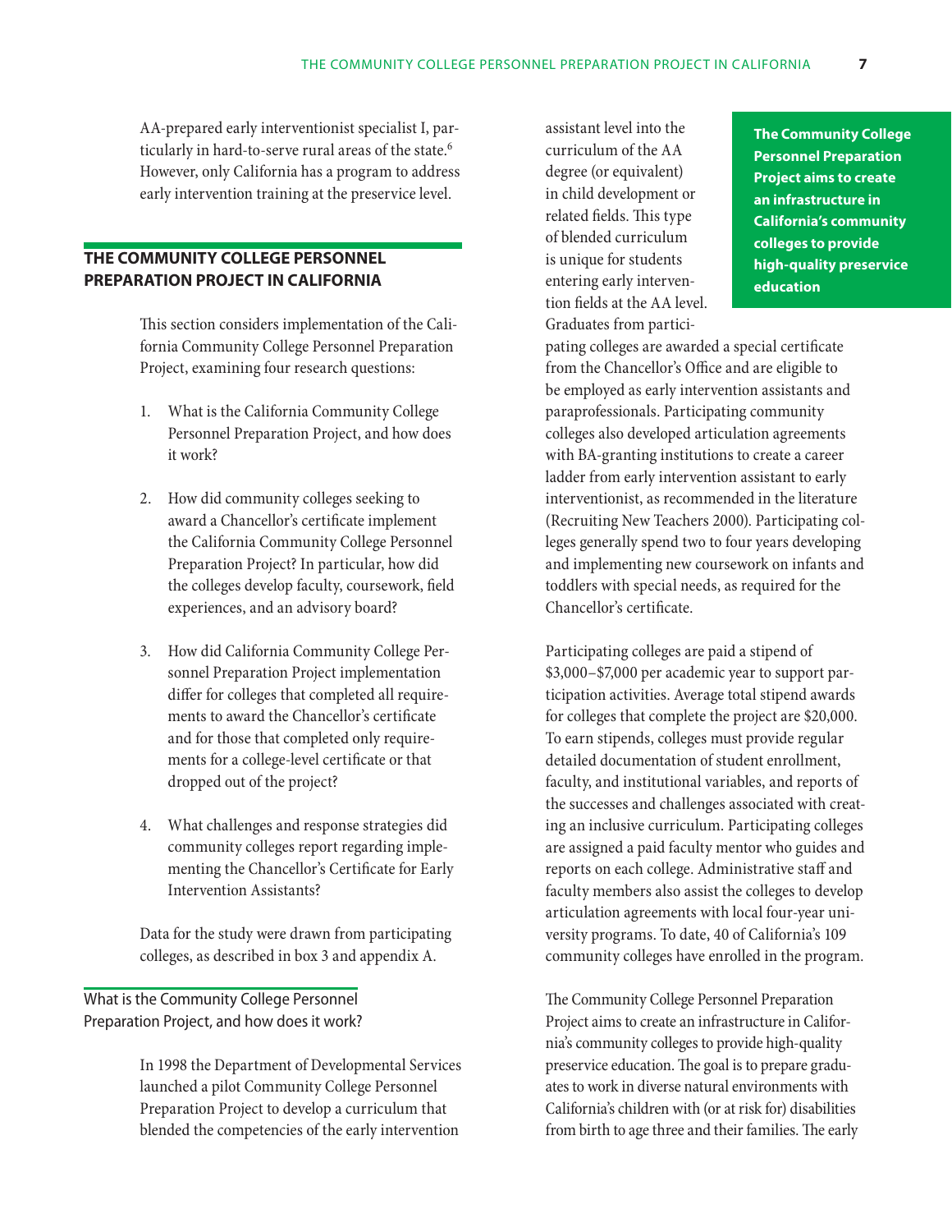AA-prepared early interventionist specialist I, particularly in hard-to-serve rural areas of the state.[6] However, only California has a program to address early intervention training at the preservice level.

## THE COMMUNITY COLLEGE PERSONNEL PREPARATION PROJECT IN CALIFORNIA

This section considers implementation of the California Community College Personnel Preparation Project, examining four research questions:

1. What is the California Community College Personnel Preparation Project, and how does it work?

2. How did community colleges seeking to award a Chancellor's certificate implement the California Community College Personnel Preparation Project? In particular, how did the colleges develop faculty, coursework, field experiences, and an advisory board?

3. How did California Community College Personnel Preparation Project implementation differ for colleges that completed all requirements to award the Chancellor's certificate and for those that completed only requirements for a college-level certificate or that dropped out of the project?

4. What challenges and response strategies did community colleges report regarding implementing the Chancellor's Certificate for Early Intervention Assistants?

Data for the study were drawn from participating colleges, as described in box 3 and appendix A.

### What is the Community College Personnel Preparation Project, and how does it work?

In 1998 the Department of Developmental Services launched a pilot Community College Personnel Preparation Project to develop a curriculum that blended the competencies of the early intervention assistant level into the curriculum of the AA degree (or equivalent) in child development or related fields. This type of blended curriculum is unique for students entering early intervention fields at the AA level. Graduates from participating colleges are awarded a special certificate from the Chancellor's Office and are eligible to be employed as early intervention assistants and paraprofessionals. Participating community colleges also developed articulation agreements with BA-granting institutions to create a career ladder from early intervention assistant to early interventionist, as recommended in the literature (Recruiting New Teachers 2000). Participating colleges generally spend two to four years developing and implementing new coursework on infants and toddlers with special needs, as required for the Chancellor's certificate.

**The Community College Personnel Preparation Project aims to create an infrastructure in California's community colleges to provide high-quality preservice education**

Participating colleges are paid a stipend of \$3,000–\$7,000 per academic year to support participation activities. Average total stipend awards for colleges that complete the project are \$20,000. To earn stipends, colleges must provide regular detailed documentation of student enrollment, faculty, and institutional variables, and reports of the successes and challenges associated with creating an inclusive curriculum. Participating colleges are assigned a paid faculty mentor who guides and reports on each college. Administrative staff and faculty members also assist the colleges to develop articulation agreements with local four-year university programs. To date, 40 of California's 109 community colleges have enrolled in the program.

The Community College Personnel Preparation Project aims to create an infrastructure in California's community colleges to provide high-quality preservice education. The goal is to prepare graduates to work in diverse natural environments with California's children with (or at risk for) disabilities from birth to age three and their families. The early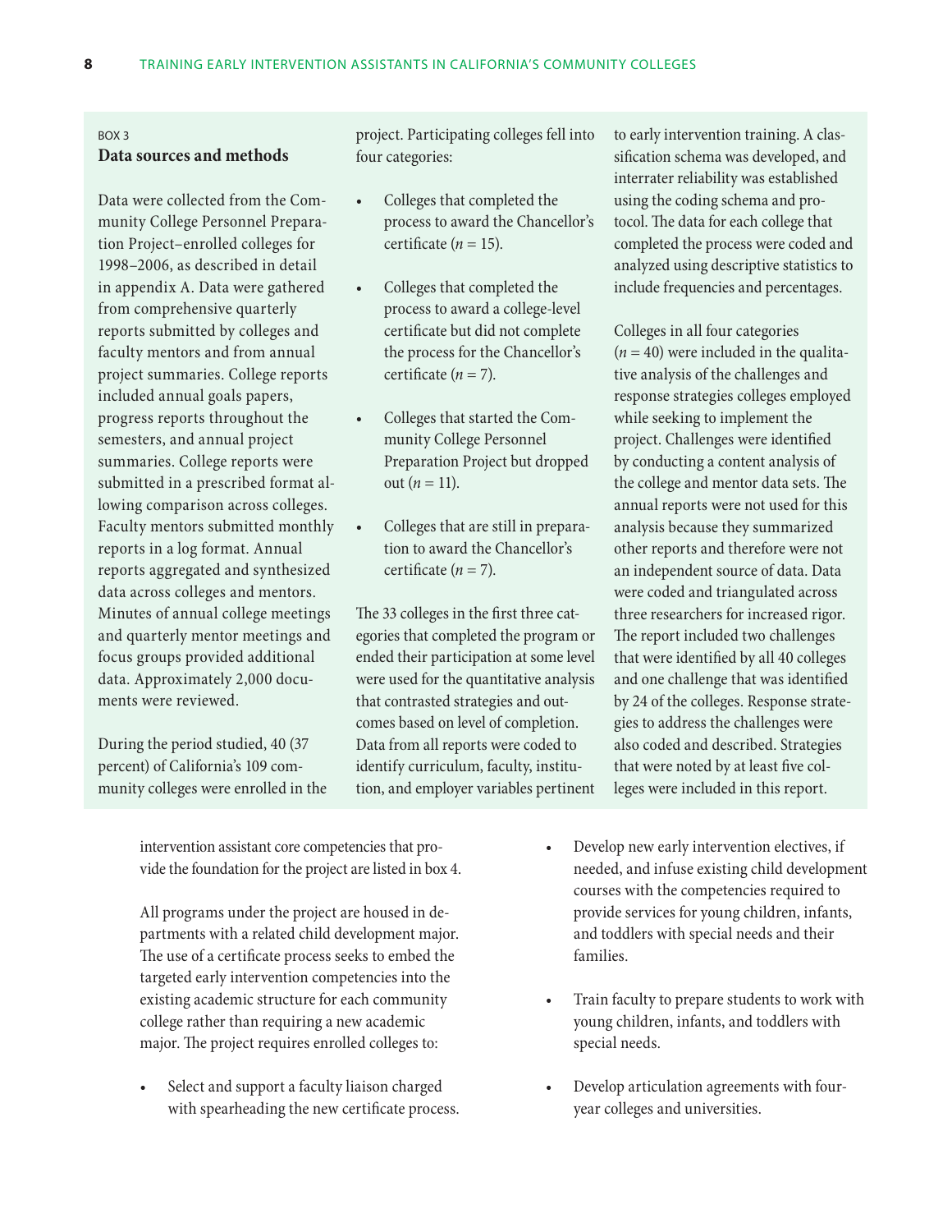BOX 3

### Data sources and methods

Data were collected from the Community College Personnel Preparation Project–enrolled colleges for 1998–2006, as described in detail in appendix A. Data were gathered from comprehensive quarterly reports submitted by colleges and faculty mentors and from annual project summaries. College reports included annual goals papers, progress reports throughout the semesters, and annual project summaries. College reports were submitted in a prescribed format allowing comparison across colleges. Faculty mentors submitted monthly reports in a log format. Annual reports aggregated and synthesized data across colleges and mentors. Minutes of annual college meetings and quarterly mentor meetings and focus groups provided additional data. Approximately 2,000 documents were reviewed.

During the period studied, 40 (37 percent) of California's 109 community colleges were enrolled in the project. Participating colleges fell into four categories:

- Colleges that completed the process to award the Chancellor's certificate ($n = 15$).
- Colleges that completed the process to award a college-level certificate but did not complete the process for the Chancellor's certificate ($n = 7$).
- Colleges that started the Community College Personnel Preparation Project but dropped out ($n = 11$).
- Colleges that are still in preparation to award the Chancellor's certificate ($n = 7$).

The 33 colleges in the first three categories that completed the program or ended their participation at some level were used for the quantitative analysis that contrasted strategies and outcomes based on level of completion. Data from all reports were coded to identify curriculum, faculty, institution, and employer variables pertinent to early intervention training. A classification schema was developed, and interrater reliability was established using the coding schema and protocol. The data for each college that completed the process were coded and analyzed using descriptive statistics to include frequencies and percentages.

Colleges in all four categories ($n = 40$) were included in the qualitative analysis of the challenges and response strategies colleges employed while seeking to implement the project. Challenges were identified by conducting a content analysis of the college and mentor data sets. The annual reports were not used for this analysis because they summarized other reports and therefore were not an independent source of data. Data were coded and triangulated across three researchers for increased rigor. The report included two challenges that were identified by all 40 colleges and one challenge that was identified by 24 of the colleges. Response strategies to address the challenges were also coded and described. Strategies that were noted by at least five colleges were included in this report.

---

intervention assistant core competencies that provide the foundation for the project are listed in box 4.

All programs under the project are housed in departments with a related child development major. The use of a certificate process seeks to embed the targeted early intervention competencies into the existing academic structure for each community college rather than requiring a new academic major. The project requires enrolled colleges to:

- Select and support a faculty liaison charged with spearheading the new certificate process.
- Develop new early intervention electives, if needed, and infuse existing child development courses with the competencies required to provide services for young children, infants, and toddlers with special needs and their families.
- Train faculty to prepare students to work with young children, infants, and toddlers with special needs.
- Develop articulation agreements with four-year colleges and universities.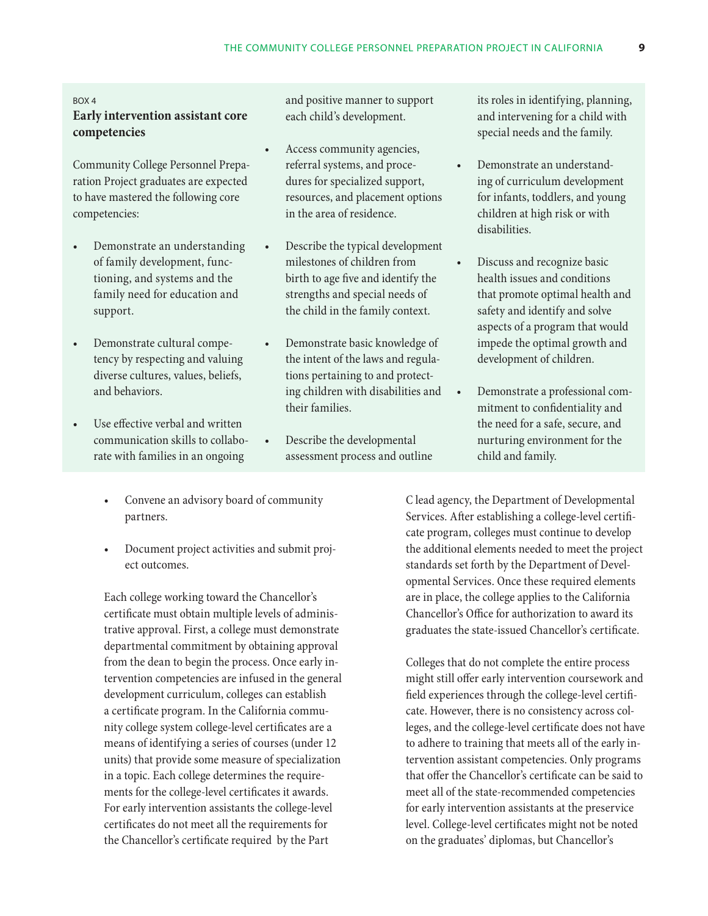BOX 4

### Early intervention assistant core competencies

Community College Personnel Preparation Project graduates are expected to have mastered the following core competencies:

- Demonstrate an understanding of family development, functioning, and systems and the family need for education and support.
- Demonstrate cultural competency by respecting and valuing diverse cultures, values, beliefs, and behaviors.
- Use effective verbal and written communication skills to collaborate with families in an ongoing and positive manner to support each child's development.
- Access community agencies, referral systems, and procedures for specialized support, resources, and placement options in the area of residence.
- Describe the typical development milestones of children from birth to age five and identify the strengths and special needs of the child in the family context.
- Demonstrate basic knowledge of the intent of the laws and regulations pertaining to and protecting children with disabilities and their families.
- Describe the developmental assessment process and outline its roles in identifying, planning, and intervening for a child with special needs and the family.
- Demonstrate an understanding of curriculum development for infants, toddlers, and young children at high risk or with disabilities.
- Discuss and recognize basic health issues and conditions that promote optimal health and safety and identify and solve aspects of a program that would impede the optimal growth and development of children.
- Demonstrate a professional commitment to confidentiality and the need for a safe, secure, and nurturing environment for the child and family.

---

- Convene an advisory board of community partners.
- Document project activities and submit project outcomes.

Each college working toward the Chancellor's certificate must obtain multiple levels of administrative approval. First, a college must demonstrate departmental commitment by obtaining approval from the dean to begin the process. Once early intervention competencies are infused in the general development curriculum, colleges can establish a certificate program. In the California community college system college-level certificates are a means of identifying a series of courses (under 12 units) that provide some measure of specialization in a topic. Each college determines the requirements for the college-level certificates it awards. For early intervention assistants the college-level certificates do not meet all the requirements for the Chancellor's certificate required by the Part C lead agency, the Department of Developmental Services. After establishing a college-level certificate program, colleges must continue to develop the additional elements needed to meet the project standards set forth by the Department of Developmental Services. Once these required elements are in place, the college applies to the California Chancellor's Office for authorization to award its graduates the state-issued Chancellor's certificate.

Colleges that do not complete the entire process might still offer early intervention coursework and field experiences through the college-level certificate. However, there is no consistency across colleges, and the college-level certificate does not have to adhere to training that meets all of the early intervention assistant competencies. Only programs that offer the Chancellor's certificate can be said to meet all of the state-recommended competencies for early intervention assistants at the preservice level. College-level certificates might not be noted on the graduates' diplomas, but Chancellor's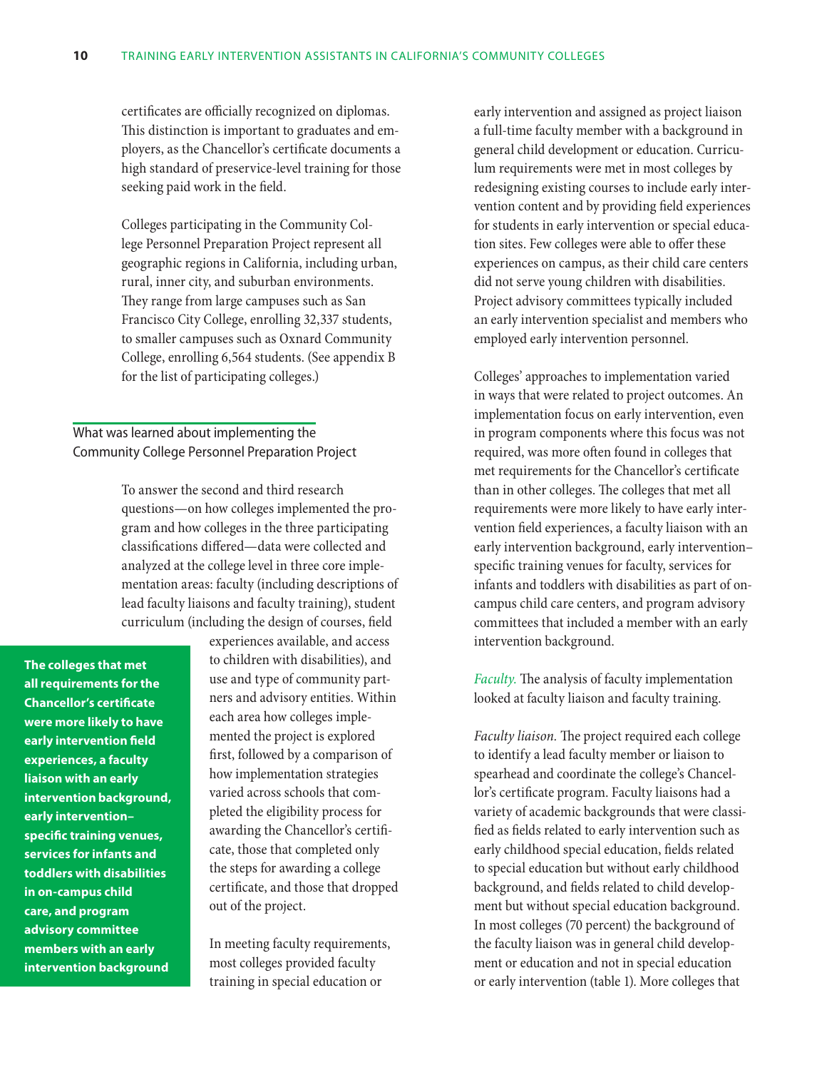certificates are officially recognized on diplomas. This distinction is important to graduates and employers, as the Chancellor's certificate documents a high standard of preservice-level training for those seeking paid work in the field.

Colleges participating in the Community College Personnel Preparation Project represent all geographic regions in California, including urban, rural, inner city, and suburban environments. They range from large campuses such as San Francisco City College, enrolling 32,337 students, to smaller campuses such as Oxnard Community College, enrolling 6,564 students. (See appendix B for the list of participating colleges.)

## What was learned about implementing the Community College Personnel Preparation Project

To answer the second and third research questions—on how colleges implemented the program and how colleges in the three participating classifications differed—data were collected and analyzed at the college level in three core implementation areas: faculty (including descriptions of lead faculty liaisons and faculty training), student curriculum (including the design of courses, field experiences available, and access to children with disabilities), and use and type of community partners and advisory entities. Within each area how colleges implemented the project is explored first, followed by a comparison of how implementation strategies varied across schools that completed the eligibility process for awarding the Chancellor's certificate, those that completed only the steps for awarding a college certificate, and those that dropped out of the project.

**The colleges that met all requirements for the Chancellor's certificate were more likely to have early intervention field experiences, a faculty liaison with an early intervention background, early intervention–specific training venues, services for infants and toddlers with disabilities in on-campus child care, and program advisory committee members with an early intervention background**

In meeting faculty requirements, most colleges provided faculty training in special education or early intervention and assigned as project liaison a full-time faculty member with a background in general child development or education. Curriculum requirements were met in most colleges by redesigning existing courses to include early intervention content and by providing field experiences for students in early intervention or special education sites. Few colleges were able to offer these experiences on campus, as their child care centers did not serve young children with disabilities. Project advisory committees typically included an early intervention specialist and members who employed early intervention personnel.

Colleges' approaches to implementation varied in ways that were related to project outcomes. An implementation focus on early intervention, even in program components where this focus was not required, was more often found in colleges that met requirements for the Chancellor's certificate than in other colleges. The colleges that met all requirements were more likely to have early intervention field experiences, a faculty liaison with an early intervention background, early intervention–specific training venues for faculty, services for infants and toddlers with disabilities as part of on-campus child care centers, and program advisory committees that included a member with an early intervention background.

*Faculty.* The analysis of faculty implementation looked at faculty liaison and faculty training.

*Faculty liaison.* The project required each college to identify a lead faculty member or liaison to spearhead and coordinate the college's Chancellor's certificate program. Faculty liaisons had a variety of academic backgrounds that were classified as fields related to early intervention such as early childhood special education, fields related to special education but without early childhood background, and fields related to child development but without special education background. In most colleges (70 percent) the background of the faculty liaison was in general child development or education and not in special education or early intervention (table 1). More colleges that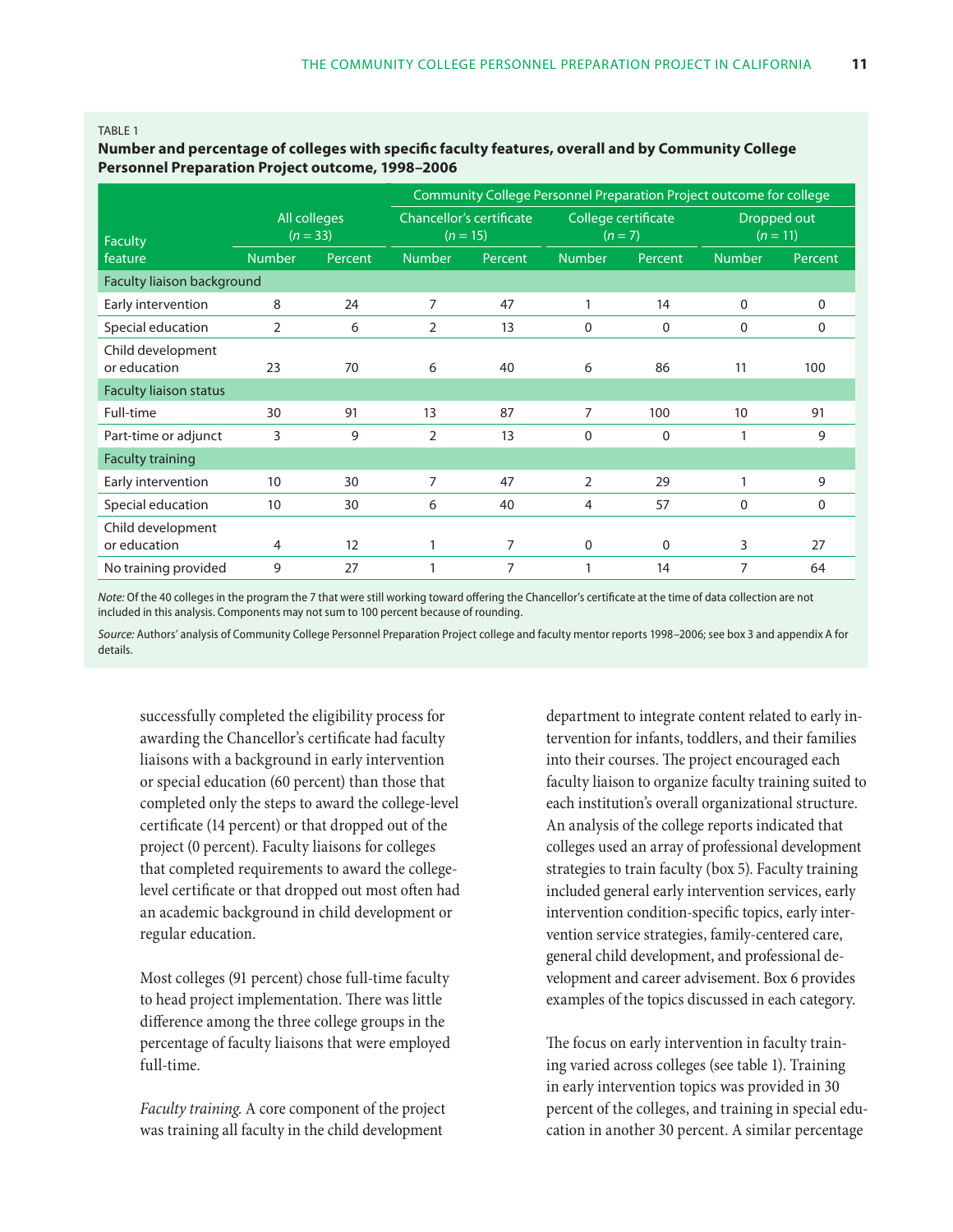TABLE 1

**Number and percentage of colleges with specific faculty features, overall and by Community College Personnel Preparation Project outcome, 1998–2006**

| Faculty feature | All colleges (*n* = 33) | | Community College Personnel Preparation Project outcome for college: Chancellor's certificate (*n* = 15) | | College certificate (*n* = 7) | | Dropped out (*n* = 11) | |
|---|---|---|---|---|---|---|---|---|
| | Number | Percent | Number | Percent | Number | Percent | Number | Percent |
| **Faculty liaison background** | | | | | | | | |
| Early intervention | 8 | 24 | 7 | 47 | 1 | 14 | 0 | 0 |
| Special education | 2 | 6 | 2 | 13 | 0 | 0 | 0 | 0 |
| Child development or education | 23 | 70 | 6 | 40 | 6 | 86 | 11 | 100 |
| **Faculty liaison status** | | | | | | | | |
| Full-time | 30 | 91 | 13 | 87 | 7 | 100 | 10 | 91 |
| Part-time or adjunct | 3 | 9 | 2 | 13 | 0 | 0 | 1 | 9 |
| **Faculty training** | | | | | | | | |
| Early intervention | 10 | 30 | 7 | 47 | 2 | 29 | 1 | 9 |
| Special education | 10 | 30 | 6 | 40 | 4 | 57 | 0 | 0 |
| Child development or education | 4 | 12 | 1 | 7 | 0 | 0 | 3 | 27 |
| No training provided | 9 | 27 | 1 | 7 | 1 | 14 | 7 | 64 |

*Note:* Of the 40 colleges in the program the 7 that were still working toward offering the Chancellor's certificate at the time of data collection are not included in this analysis. Components may not sum to 100 percent because of rounding.

*Source:* Authors' analysis of Community College Personnel Preparation Project college and faculty mentor reports 1998–2006; see box 3 and appendix A for details.

successfully completed the eligibility process for awarding the Chancellor's certificate had faculty liaisons with a background in early intervention or special education (60 percent) than those that completed only the steps to award the college-level certificate (14 percent) or that dropped out of the project (0 percent). Faculty liaisons for colleges that completed requirements to award the college-level certificate or that dropped out most often had an academic background in child development or regular education.

Most colleges (91 percent) chose full-time faculty to head project implementation. There was little difference among the three college groups in the percentage of faculty liaisons that were employed full-time.

*Faculty training.* A core component of the project was training all faculty in the child development department to integrate content related to early intervention for infants, toddlers, and their families into their courses. The project encouraged each faculty liaison to organize faculty training suited to each institution's overall organizational structure. An analysis of the college reports indicated that colleges used an array of professional development strategies to train faculty (box 5). Faculty training included general early intervention services, early intervention condition-specific topics, early intervention service strategies, family-centered care, general child development, and professional development and career advisement. Box 6 provides examples of the topics discussed in each category.

The focus on early intervention in faculty training varied across colleges (see table 1). Training in early intervention topics was provided in 30 percent of the colleges, and training in special education in another 30 percent. A similar percentage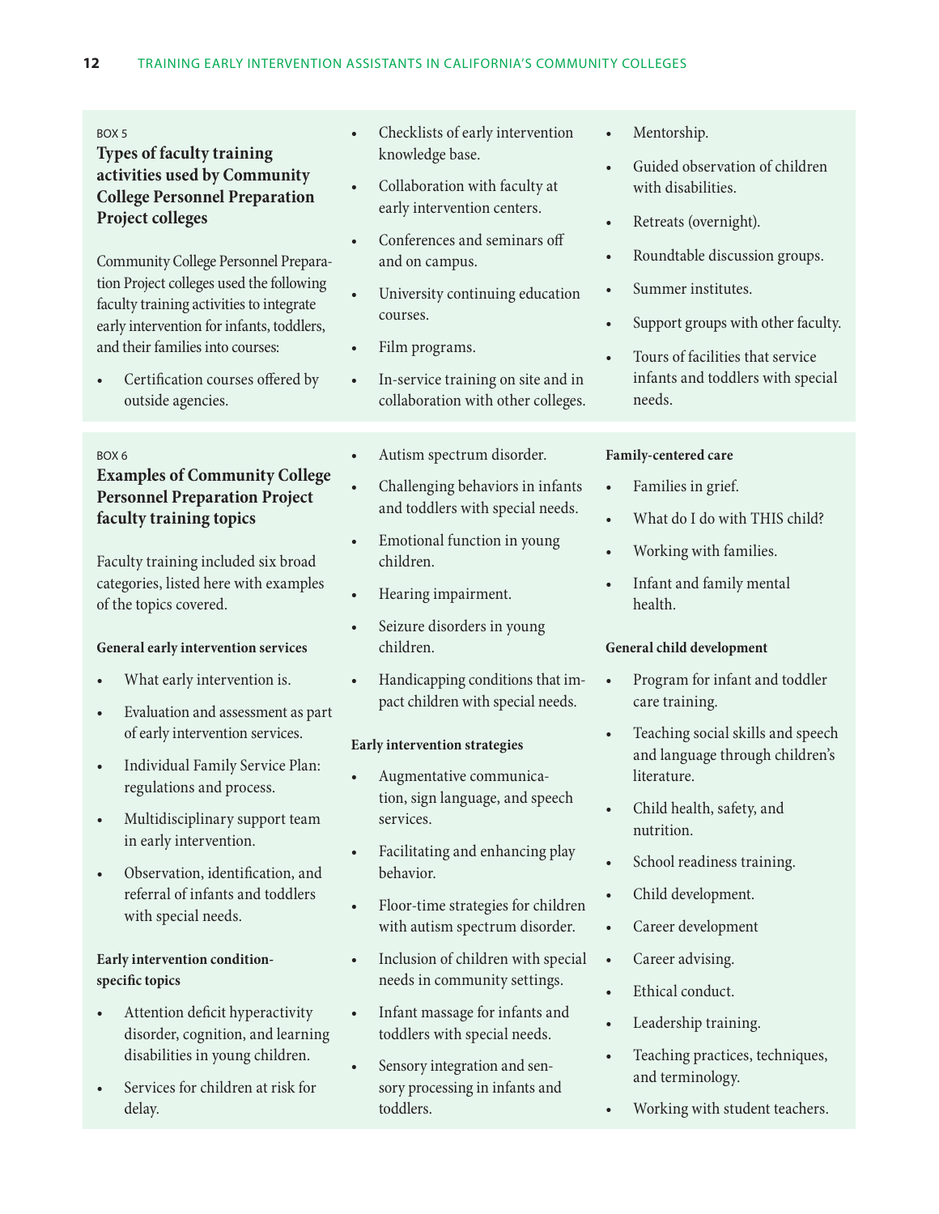BOX 5

### Types of faculty training activities used by Community College Personnel Preparation Project colleges

Community College Personnel Preparation Project colleges used the following faculty training activities to integrate early intervention for infants, toddlers, and their families into courses:

- Certification courses offered by outside agencies.
- Checklists of early intervention knowledge base.
- Collaboration with faculty at early intervention centers.
- Conferences and seminars off and on campus.
- University continuing education courses.
- Film programs.
- In-service training on site and in collaboration with other colleges.
- Mentorship.
- Guided observation of children with disabilities.
- Retreats (overnight).
- Roundtable discussion groups.
- Summer institutes.
- Support groups with other faculty.
- Tours of facilities that service infants and toddlers with special needs.

BOX 6

### Examples of Community College Personnel Preparation Project faculty training topics

Faculty training included six broad categories, listed here with examples of the topics covered.

**General early intervention services**

- What early intervention is.
- Evaluation and assessment as part of early intervention services.
- Individual Family Service Plan: regulations and process.
- Multidisciplinary support team in early intervention.
- Observation, identification, and referral of infants and toddlers with special needs.

**Early intervention condition-specific topics**

- Attention deficit hyperactivity disorder, cognition, and learning disabilities in young children.
- Services for children at risk for delay.
- Autism spectrum disorder.
- Challenging behaviors in infants and toddlers with special needs.
- Emotional function in young children.
- Hearing impairment.
- Seizure disorders in young children.
- Handicapping conditions that impact children with special needs.

**Early intervention strategies**

- Augmentative communication, sign language, and speech services.
- Facilitating and enhancing play behavior.
- Floor-time strategies for children with autism spectrum disorder.
- Inclusion of children with special needs in community settings.
- Infant massage for infants and toddlers with special needs.
- Sensory integration and sensory processing in infants and toddlers.

**Family-centered care**

- Families in grief.
- What do I do with THIS child?
- Working with families.
- Infant and family mental health.

**General child development**

- Program for infant and toddler care training.
- Teaching social skills and speech and language through children's literature.
- Child health, safety, and nutrition.
- School readiness training.
- Child development.
- Career development
- Career advising.
- Ethical conduct.
- Leadership training.
- Teaching practices, techniques, and terminology.
- Working with student teachers.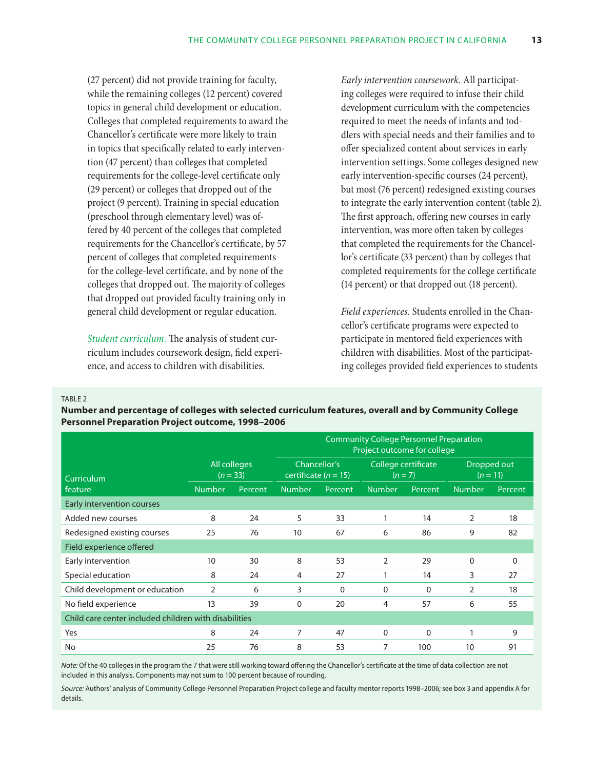(27 percent) did not provide training for faculty, while the remaining colleges (12 percent) covered topics in general child development or education. Colleges that completed requirements to award the Chancellor's certificate were more likely to train in topics that specifically related to early intervention (47 percent) than colleges that completed requirements for the college-level certificate only (29 percent) or colleges that dropped out of the project (9 percent). Training in special education (preschool through elementary level) was offered by 40 percent of the colleges that completed requirements for the Chancellor's certificate, by 57 percent of colleges that completed requirements for the college-level certificate, and by none of the colleges that dropped out. The majority of colleges that dropped out provided faculty training only in general child development or regular education.

*Student curriculum.* The analysis of student curriculum includes coursework design, field experience, and access to children with disabilities.

*Early intervention coursework.* All participating colleges were required to infuse their child development curriculum with the competencies required to meet the needs of infants and toddlers with special needs and their families and to offer specialized content about services in early intervention settings. Some colleges designed new early intervention-specific courses (24 percent), but most (76 percent) redesigned existing courses to integrate the early intervention content (table 2). The first approach, offering new courses in early intervention, was more often taken by colleges that completed the requirements for the Chancellor's certificate (33 percent) than by colleges that completed the requirements for the college certificate (14 percent) or that dropped out (18 percent).

*Field experiences.* Students enrolled in the Chancellor's certificate programs were expected to participate in mentored field experiences with children with disabilities. Most of the participating colleges provided field experiences to students

TABLE 2

**Number and percentage of colleges with selected curriculum features, overall and by Community College Personnel Preparation Project outcome, 1998–2006**

| Curriculum feature | All colleges (*n* = 33) | | Community College Personnel Preparation Project outcome for college | | | | | |
|---|---|---|---|---|---|---|---|---|
| | | | Chancellor's certificate (*n* = 15) | | College certificate (*n* = 7) | | Dropped out (*n* = 11) | |
| | Number | Percent | Number | Percent | Number | Percent | Number | Percent |
| **Early intervention courses** | | | | | | | | |
| Added new courses | 8 | 24 | 5 | 33 | 1 | 14 | 2 | 18 |
| Redesigned existing courses | 25 | 76 | 10 | 67 | 6 | 86 | 9 | 82 |
| **Field experience offered** | | | | | | | | |
| Early intervention | 10 | 30 | 8 | 53 | 2 | 29 | 0 | 0 |
| Special education | 8 | 24 | 4 | 27 | 1 | 14 | 3 | 27 |
| Child development or education | 2 | 6 | 3 | 0 | 0 | 0 | 2 | 18 |
| No field experience | 13 | 39 | 0 | 20 | 4 | 57 | 6 | 55 |
| **Child care center included children with disabilities** | | | | | | | | |
| Yes | 8 | 24 | 7 | 47 | 0 | 0 | 1 | 9 |
| No | 25 | 76 | 8 | 53 | 7 | 100 | 10 | 91 |

*Note:* Of the 40 colleges in the program the 7 that were still working toward offering the Chancellor's certificate at the time of data collection are not included in this analysis. Components may not sum to 100 percent because of rounding.

*Source:* Authors' analysis of Community College Personnel Preparation Project college and faculty mentor reports 1998–2006; see box 3 and appendix A for details.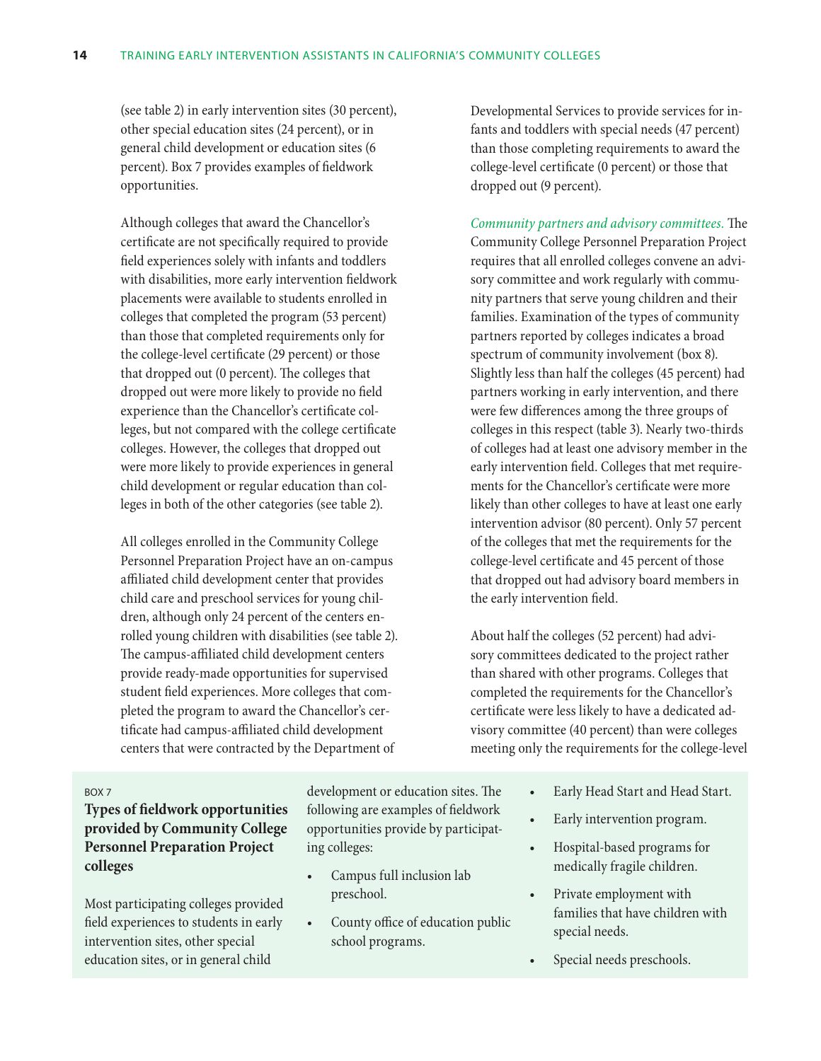(see table 2) in early intervention sites (30 percent), other special education sites (24 percent), or in general child development or education sites (6 percent). Box 7 provides examples of fieldwork opportunities.

Although colleges that award the Chancellor's certificate are not specifically required to provide field experiences solely with infants and toddlers with disabilities, more early intervention fieldwork placements were available to students enrolled in colleges that completed the program (53 percent) than those that completed requirements only for the college-level certificate (29 percent) or those that dropped out (0 percent). The colleges that dropped out were more likely to provide no field experience than the Chancellor's certificate colleges, but not compared with the college certificate colleges. However, the colleges that dropped out were more likely to provide experiences in general child development or regular education than colleges in both of the other categories (see table 2).

All colleges enrolled in the Community College Personnel Preparation Project have an on-campus affiliated child development center that provides child care and preschool services for young children, although only 24 percent of the centers enrolled young children with disabilities (see table 2). The campus-affiliated child development centers provide ready-made opportunities for supervised student field experiences. More colleges that completed the program to award the Chancellor's certificate had campus-affiliated child development centers that were contracted by the Department of Developmental Services to provide services for infants and toddlers with special needs (47 percent) than those completing requirements to award the college-level certificate (0 percent) or those that dropped out (9 percent).

*Community partners and advisory committees.* The Community College Personnel Preparation Project requires that all enrolled colleges convene an advisory committee and work regularly with community partners that serve young children and their families. Examination of the types of community partners reported by colleges indicates a broad spectrum of community involvement (box 8). Slightly less than half the colleges (45 percent) had partners working in early intervention, and there were few differences among the three groups of colleges in this respect (table 3). Nearly two-thirds of colleges had at least one advisory member in the early intervention field. Colleges that met requirements for the Chancellor's certificate were more likely than other colleges to have at least one early intervention advisor (80 percent). Only 57 percent of the colleges that met the requirements for the college-level certificate and 45 percent of those that dropped out had advisory board members in the early intervention field.

About half the colleges (52 percent) had advisory committees dedicated to the project rather than shared with other programs. Colleges that completed the requirements for the Chancellor's certificate were less likely to have a dedicated advisory committee (40 percent) than were colleges meeting only the requirements for the college-level

BOX 7

**Types of fieldwork opportunities provided by Community College Personnel Preparation Project colleges**

Most participating colleges provided field experiences to students in early intervention sites, other special education sites, or in general child development or education sites. The following are examples of fieldwork opportunities provide by participating colleges:

- Campus full inclusion lab preschool.
- County office of education public school programs.
- Early Head Start and Head Start.
- Early intervention program.
- Hospital-based programs for medically fragile children.
- Private employment with families that have children with special needs.
- Special needs preschools.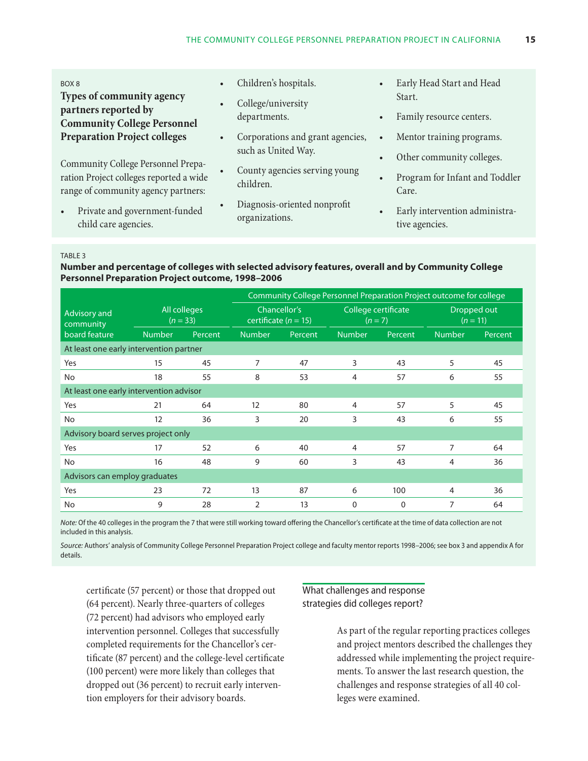BOX 8

**Types of community agency partners reported by Community College Personnel Preparation Project colleges**

Community College Personnel Preparation Project colleges reported a wide range of community agency partners:

- Private and government-funded child care agencies.
- Children's hospitals.
- College/university departments.
- Corporations and grant agencies, such as United Way.
- County agencies serving young children.
- Diagnosis-oriented nonprofit organizations.
- Early Head Start and Head Start.
- Family resource centers.
- Mentor training programs.
- Other community colleges.
- Program for Infant and Toddler Care.
- Early intervention administrative agencies.

TABLE 3

**Number and percentage of colleges with selected advisory features, overall and by Community College Personnel Preparation Project outcome, 1998–2006**

| Advisory and community board feature | All colleges (*n* = 33) | | Community College Personnel Preparation Project outcome for college: Chancellor's certificate (*n* = 15) | | College certificate (*n* = 7) | | Dropped out (*n* = 11) | |
|---|---|---|---|---|---|---|---|---|
| | Number | Percent | Number | Percent | Number | Percent | Number | Percent |
| **At least one early intervention partner** | | | | | | | | |
| Yes | 15 | 45 | 7 | 47 | 3 | 43 | 5 | 45 |
| No | 18 | 55 | 8 | 53 | 4 | 57 | 6 | 55 |
| **At least one early intervention advisor** | | | | | | | | |
| Yes | 21 | 64 | 12 | 80 | 4 | 57 | 5 | 45 |
| No | 12 | 36 | 3 | 20 | 3 | 43 | 6 | 55 |
| **Advisory board serves project only** | | | | | | | | |
| Yes | 17 | 52 | 6 | 40 | 4 | 57 | 7 | 64 |
| No | 16 | 48 | 9 | 60 | 3 | 43 | 4 | 36 |
| **Advisors can employ graduates** | | | | | | | | |
| Yes | 23 | 72 | 13 | 87 | 6 | 100 | 4 | 36 |
| No | 9 | 28 | 2 | 13 | 0 | 0 | 7 | 64 |

*Note:* Of the 40 colleges in the program the 7 that were still working toward offering the Chancellor's certificate at the time of data collection are not included in this analysis.

*Source:* Authors' analysis of Community College Personnel Preparation Project college and faculty mentor reports 1998–2006; see box 3 and appendix A for details.

certificate (57 percent) or those that dropped out (64 percent). Nearly three-quarters of colleges (72 percent) had advisors who employed early intervention personnel. Colleges that successfully completed requirements for the Chancellor's certificate (87 percent) and the college-level certificate (100 percent) were more likely than colleges that dropped out (36 percent) to recruit early intervention employers for their advisory boards.

## What challenges and response strategies did colleges report?

As part of the regular reporting practices colleges and project mentors described the challenges they addressed while implementing the project requirements. To answer the last research question, the challenges and response strategies of all 40 colleges were examined.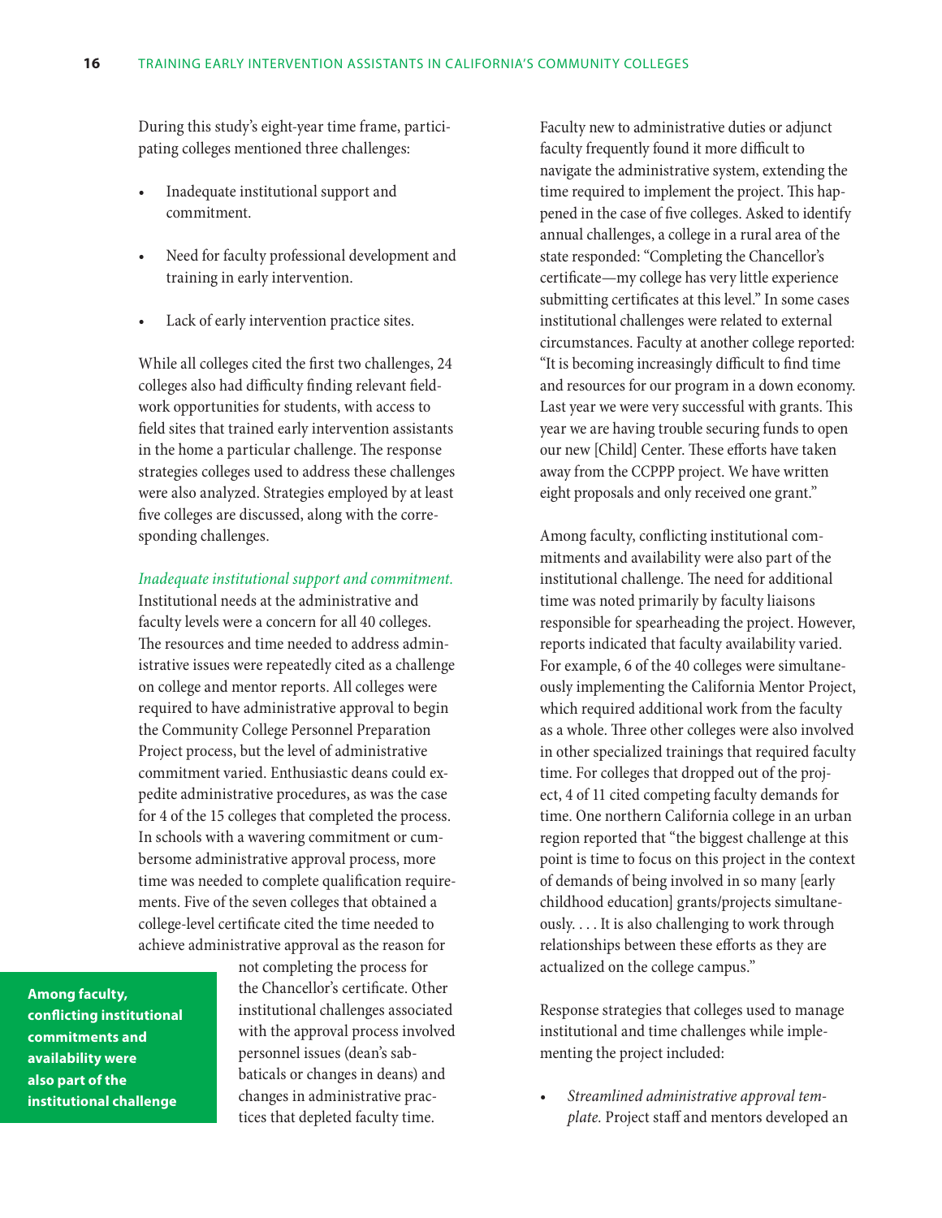During this study's eight-year time frame, participating colleges mentioned three challenges:

- Inadequate institutional support and commitment.
- Need for faculty professional development and training in early intervention.
- Lack of early intervention practice sites.

While all colleges cited the first two challenges, 24 colleges also had difficulty finding relevant fieldwork opportunities for students, with access to field sites that trained early intervention assistants in the home a particular challenge. The response strategies colleges used to address these challenges were also analyzed. Strategies employed by at least five colleges are discussed, along with the corresponding challenges.

*Inadequate institutional support and commitment.* Institutional needs at the administrative and faculty levels were a concern for all 40 colleges. The resources and time needed to address administrative issues were repeatedly cited as a challenge on college and mentor reports. All colleges were required to have administrative approval to begin the Community College Personnel Preparation Project process, but the level of administrative commitment varied. Enthusiastic deans could expedite administrative procedures, as was the case for 4 of the 15 colleges that completed the process. In schools with a wavering commitment or cumbersome administrative approval process, more time was needed to complete qualification requirements. Five of the seven colleges that obtained a college-level certificate cited the time needed to achieve administrative approval as the reason for not completing the process for the Chancellor's certificate. Other institutional challenges associated with the approval process involved personnel issues (dean's sabbaticals or changes in deans) and changes in administrative practices that depleted faculty time.

**Among faculty, conflicting institutional commitments and availability were also part of the institutional challenge**

Faculty new to administrative duties or adjunct faculty frequently found it more difficult to navigate the administrative system, extending the time required to implement the project. This happened in the case of five colleges. Asked to identify annual challenges, a college in a rural area of the state responded: "Completing the Chancellor's certificate—my college has very little experience submitting certificates at this level." In some cases institutional challenges were related to external circumstances. Faculty at another college reported: "It is becoming increasingly difficult to find time and resources for our program in a down economy. Last year we were very successful with grants. This year we are having trouble securing funds to open our new [Child] Center. These efforts have taken away from the CCPPP project. We have written eight proposals and only received one grant."

Among faculty, conflicting institutional commitments and availability were also part of the institutional challenge. The need for additional time was noted primarily by faculty liaisons responsible for spearheading the project. However, reports indicated that faculty availability varied. For example, 6 of the 40 colleges were simultaneously implementing the California Mentor Project, which required additional work from the faculty as a whole. Three other colleges were also involved in other specialized trainings that required faculty time. For colleges that dropped out of the project, 4 of 11 cited competing faculty demands for time. One northern California college in an urban region reported that "the biggest challenge at this point is time to focus on this project in the context of demands of being involved in so many [early childhood education] grants/projects simultaneously. . . . It is also challenging to work through relationships between these efforts as they are actualized on the college campus."

Response strategies that colleges used to manage institutional and time challenges while implementing the project included:

- *Streamlined administrative approval template.* Project staff and mentors developed an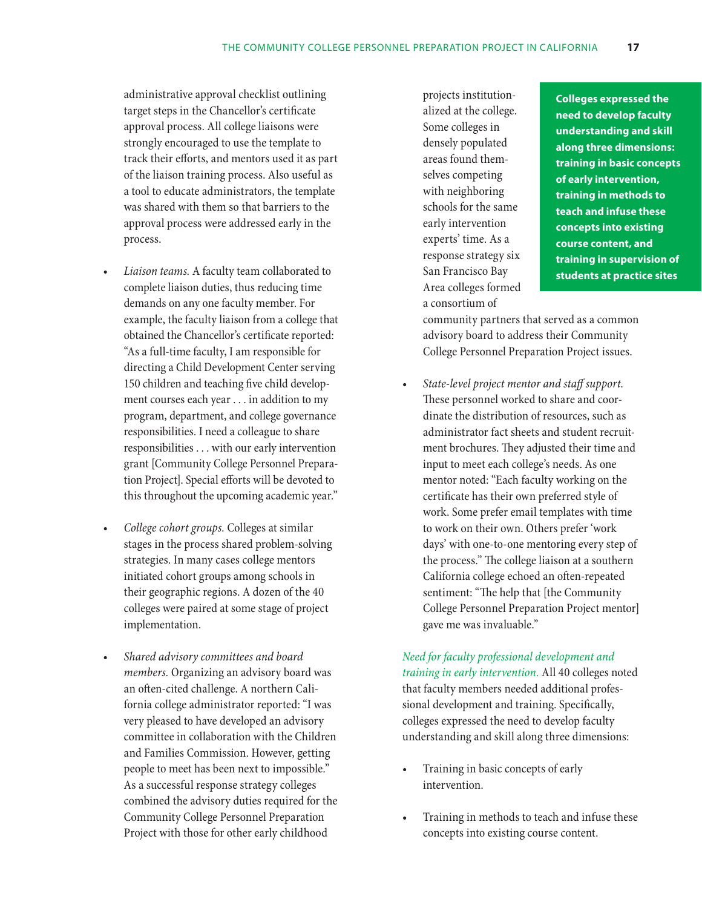administrative approval checklist outlining target steps in the Chancellor's certificate approval process. All college liaisons were strongly encouraged to use the template to track their efforts, and mentors used it as part of the liaison training process. Also useful as a tool to educate administrators, the template was shared with them so that barriers to the approval process were addressed early in the process.

- *Liaison teams.* A faculty team collaborated to complete liaison duties, thus reducing time demands on any one faculty member. For example, the faculty liaison from a college that obtained the Chancellor's certificate reported: "As a full-time faculty, I am responsible for directing a Child Development Center serving 150 children and teaching five child development courses each year . . . in addition to my program, department, and college governance responsibilities. I need a colleague to share responsibilities . . . with our early intervention grant [Community College Personnel Preparation Project]. Special efforts will be devoted to this throughout the upcoming academic year."

- *College cohort groups.* Colleges at similar stages in the process shared problem-solving strategies. In many cases college mentors initiated cohort groups among schools in their geographic regions. A dozen of the 40 colleges were paired at some stage of project implementation.

- *Shared advisory committees and board members.* Organizing an advisory board was an often-cited challenge. A northern California college administrator reported: "I was very pleased to have developed an advisory committee in collaboration with the Children and Families Commission. However, getting people to meet has been next to impossible." As a successful response strategy colleges combined the advisory duties required for the Community College Personnel Preparation Project with those for other early childhood projects institutionalized at the college. Some colleges in densely populated areas found themselves competing with neighboring schools for the same early intervention experts' time. As a response strategy six San Francisco Bay Area colleges formed a consortium of community partners that served as a common advisory board to address their Community College Personnel Preparation Project issues.

- *State-level project mentor and staff support.* These personnel worked to share and coordinate the distribution of resources, such as administrator fact sheets and student recruitment brochures. They adjusted their time and input to meet each college's needs. As one mentor noted: "Each faculty working on the certificate has their own preferred style of work. Some prefer email templates with time to work on their own. Others prefer 'work days' with one-to-one mentoring every step of the process." The college liaison at a southern California college echoed an often-repeated sentiment: "The help that [the Community College Personnel Preparation Project mentor] gave me was invaluable."

**Colleges expressed the need to develop faculty understanding and skill along three dimensions: training in basic concepts of early intervention, training in methods to teach and infuse these concepts into existing course content, and training in supervision of students at practice sites**

*Need for faculty professional development and training in early intervention.* All 40 colleges noted that faculty members needed additional professional development and training. Specifically, colleges expressed the need to develop faculty understanding and skill along three dimensions:

- Training in basic concepts of early intervention.

- Training in methods to teach and infuse these concepts into existing course content.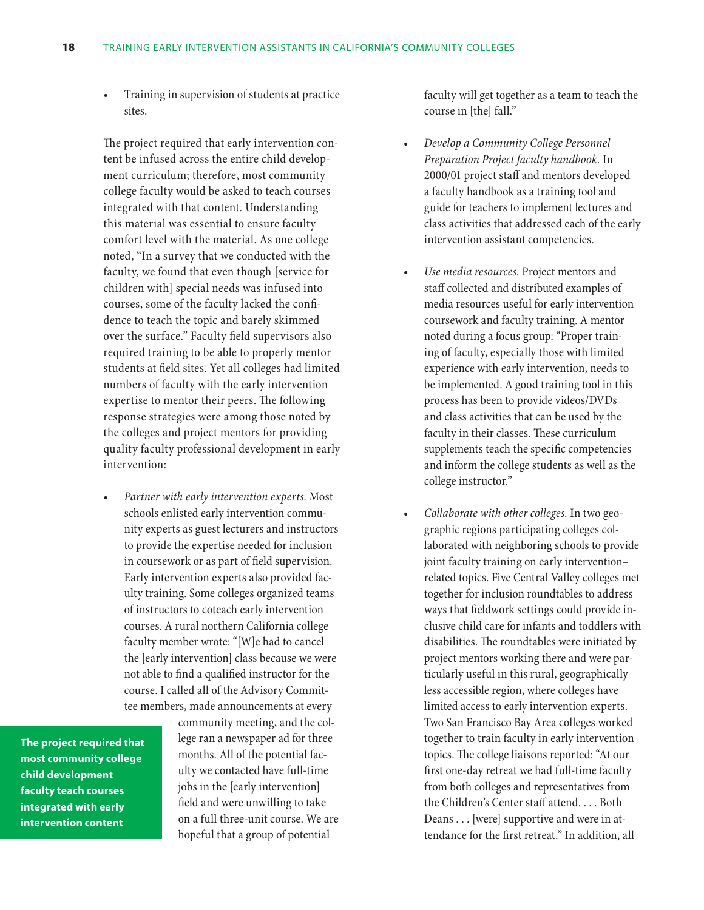- Training in supervision of students at practice sites.

The project required that early intervention content be infused across the entire child development curriculum; therefore, most community college faculty would be asked to teach courses integrated with that content. Understanding this material was essential to ensure faculty comfort level with the material. As one college noted, "In a survey that we conducted with the faculty, we found that even though [service for children with] special needs was infused into courses, some of the faculty lacked the confidence to teach the topic and barely skimmed over the surface." Faculty field supervisors also required training to be able to properly mentor students at field sites. Yet all colleges had limited numbers of faculty with the early intervention expertise to mentor their peers. The following response strategies were among those noted by the colleges and project mentors for providing quality faculty professional development in early intervention:

- *Partner with early intervention experts.* Most schools enlisted early intervention community experts as guest lecturers and instructors to provide the expertise needed for inclusion in coursework or as part of field supervision. Early intervention experts also provided faculty training. Some colleges organized teams of instructors to coteach early intervention courses. A rural northern California college faculty member wrote: "[W]e had to cancel the [early intervention] class because we were not able to find a qualified instructor for the course. I called all of the Advisory Committee members, made announcements at every community meeting, and the college ran a newspaper ad for three months. All of the potential faculty we contacted have full-time jobs in the [early intervention] field and were unwilling to take on a full three-unit course. We are hopeful that a group of potential faculty will get together as a team to teach the course in [the] fall."

**The project required that most community college child development faculty teach courses integrated with early intervention content**

- *Develop a Community College Personnel Preparation Project faculty handbook.* In 2000/01 project staff and mentors developed a faculty handbook as a training tool and guide for teachers to implement lectures and class activities that addressed each of the early intervention assistant competencies.

- *Use media resources.* Project mentors and staff collected and distributed examples of media resources useful for early intervention coursework and faculty training. A mentor noted during a focus group: "Proper training of faculty, especially those with limited experience with early intervention, needs to be implemented. A good training tool in this process has been to provide videos/DVDs and class activities that can be used by the faculty in their classes. These curriculum supplements teach the specific competencies and inform the college students as well as the college instructor."

- *Collaborate with other colleges.* In two geographic regions participating colleges collaborated with neighboring schools to provide joint faculty training on early intervention–related topics. Five Central Valley colleges met together for inclusion roundtables to address ways that fieldwork settings could provide inclusive child care for infants and toddlers with disabilities. The roundtables were initiated by project mentors working there and were particularly useful in this rural, geographically less accessible region, where colleges have limited access to early intervention experts. Two San Francisco Bay Area colleges worked together to train faculty in early intervention topics. The college liaisons reported: "At our first one-day retreat we had full-time faculty from both colleges and representatives from the Children's Center staff attend. . . . Both Deans . . . [were] supportive and were in attendance for the first retreat." In addition, all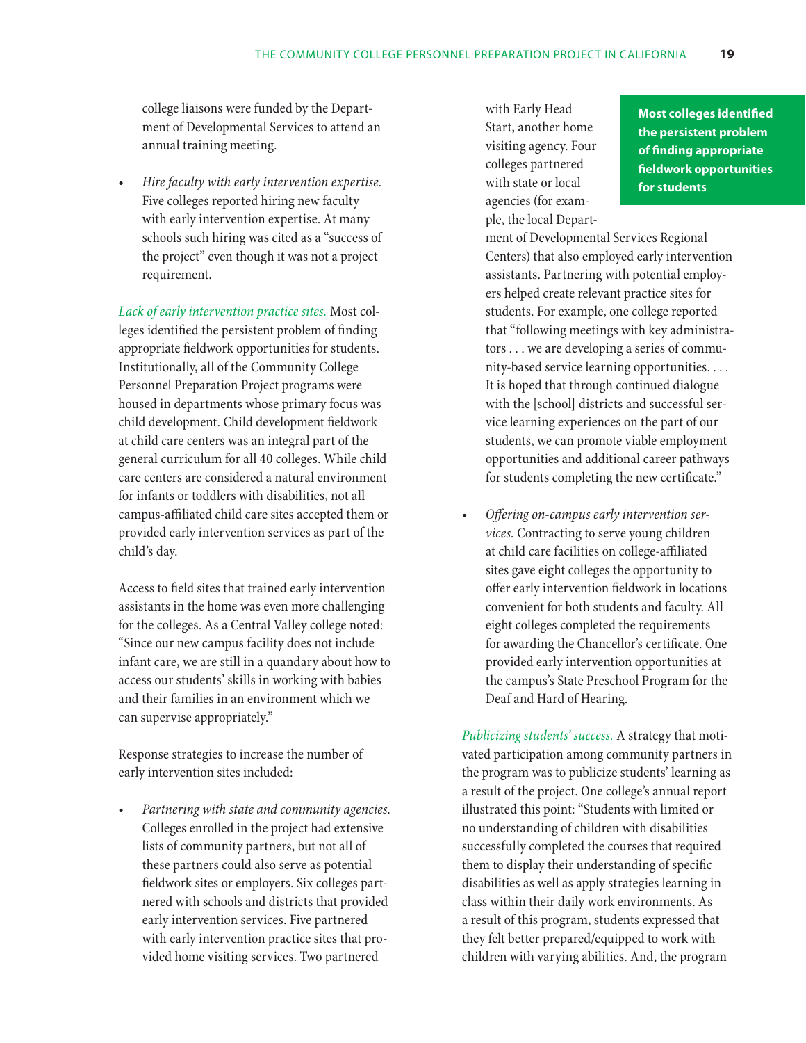college liaisons were funded by the Department of Developmental Services to attend an annual training meeting.

- *Hire faculty with early intervention expertise.* Five colleges reported hiring new faculty with early intervention expertise. At many schools such hiring was cited as a "success of the project" even though it was not a project requirement.

*Lack of early intervention practice sites.* Most colleges identified the persistent problem of finding appropriate fieldwork opportunities for students. Institutionally, all of the Community College Personnel Preparation Project programs were housed in departments whose primary focus was child development. Child development fieldwork at child care centers was an integral part of the general curriculum for all 40 colleges. While child care centers are considered a natural environment for infants or toddlers with disabilities, not all campus-affiliated child care sites accepted them or provided early intervention services as part of the child's day.

Access to field sites that trained early intervention assistants in the home was even more challenging for the colleges. As a Central Valley college noted: "Since our new campus facility does not include infant care, we are still in a quandary about how to access our students' skills in working with babies and their families in an environment which we can supervise appropriately."

Response strategies to increase the number of early intervention sites included:

- *Partnering with state and community agencies.* Colleges enrolled in the project had extensive lists of community partners, but not all of these partners could also serve as potential fieldwork sites or employers. Six colleges partnered with schools and districts that provided early intervention services. Five partnered with early intervention practice sites that provided home visiting services. Two partnered with Early Head Start, another home visiting agency. Four colleges partnered with state or local agencies (for example, the local Department of Developmental Services Regional Centers) that also employed early intervention assistants. Partnering with potential employers helped create relevant practice sites for students. For example, one college reported that "following meetings with key administrators . . . we are developing a series of community-based service learning opportunities. . . . It is hoped that through continued dialogue with the [school] districts and successful service learning experiences on the part of our students, we can promote viable employment opportunities and additional career pathways for students completing the new certificate."

**Most colleges identified the persistent problem of finding appropriate fieldwork opportunities for students**

- *Offering on-campus early intervention services.* Contracting to serve young children at child care facilities on college-affiliated sites gave eight colleges the opportunity to offer early intervention fieldwork in locations convenient for both students and faculty. All eight colleges completed the requirements for awarding the Chancellor's certificate. One provided early intervention opportunities at the campus's State Preschool Program for the Deaf and Hard of Hearing.

*Publicizing students' success.* A strategy that motivated participation among community partners in the program was to publicize students' learning as a result of the project. One college's annual report illustrated this point: "Students with limited or no understanding of children with disabilities successfully completed the courses that required them to display their understanding of specific disabilities as well as apply strategies learning in class within their daily work environments. As a result of this program, students expressed that they felt better prepared/equipped to work with children with varying abilities. And, the program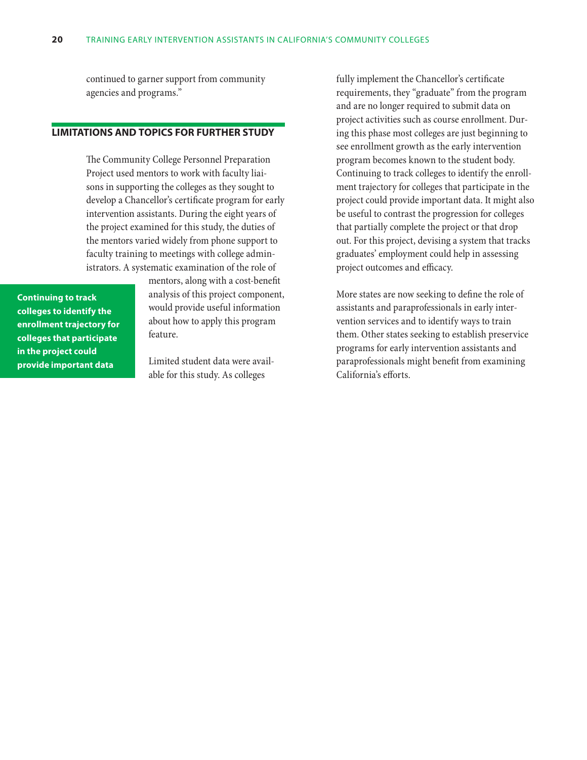continued to garner support from community agencies and programs."

## LIMITATIONS AND TOPICS FOR FURTHER STUDY

The Community College Personnel Preparation Project used mentors to work with faculty liaisons in supporting the colleges as they sought to develop a Chancellor's certificate program for early intervention assistants. During the eight years of the project examined for this study, the duties of the mentors varied widely from phone support to faculty training to meetings with college administrators. A systematic examination of the role of mentors, along with a cost-benefit analysis of this project component, would provide useful information about how to apply this program feature.

**Continuing to track colleges to identify the enrollment trajectory for colleges that participate in the project could provide important data**

Limited student data were available for this study. As colleges fully implement the Chancellor's certificate requirements, they "graduate" from the program and are no longer required to submit data on project activities such as course enrollment. During this phase most colleges are just beginning to see enrollment growth as the early intervention program becomes known to the student body. Continuing to track colleges to identify the enrollment trajectory for colleges that participate in the project could provide important data. It might also be useful to contrast the progression for colleges that partially complete the project or that drop out. For this project, devising a system that tracks graduates' employment could help in assessing project outcomes and efficacy.

More states are now seeking to define the role of assistants and paraprofessionals in early intervention services and to identify ways to train them. Other states seeking to establish preservice programs for early intervention assistants and paraprofessionals might benefit from examining California's efforts.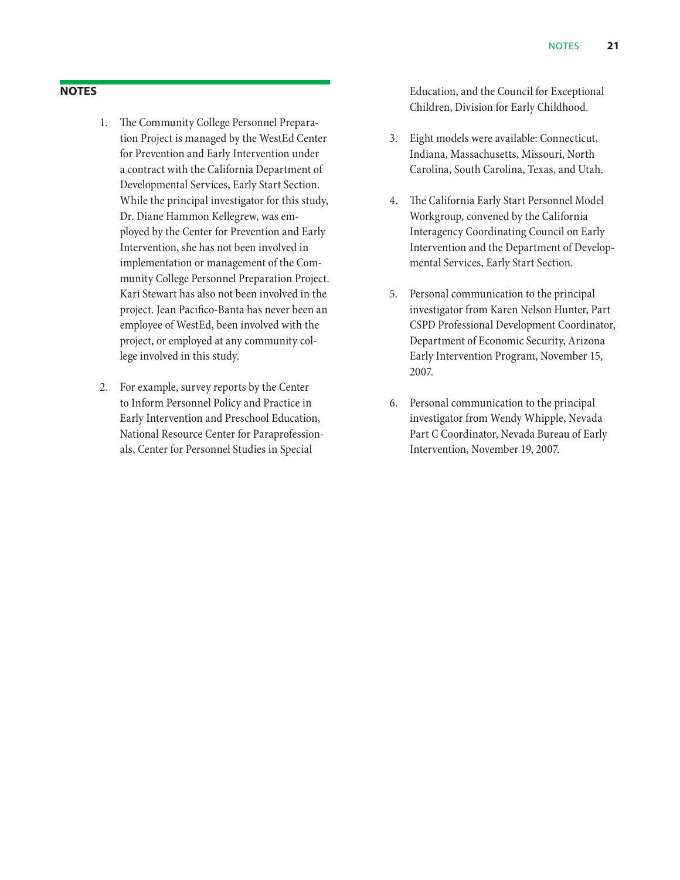## NOTES

1. The Community College Personnel Preparation Project is managed by the WestEd Center for Prevention and Early Intervention under a contract with the California Department of Developmental Services, Early Start Section. While the principal investigator for this study, Dr. Diane Hammon Kellegrew, was employed by the Center for Prevention and Early Intervention, she has not been involved in implementation or management of the Community College Personnel Preparation Project. Kari Stewart has also not been involved in the project. Jean Pacifico-Banta has never been an employee of WestEd, been involved with the project, or employed at any community college involved in this study.

2. For example, survey reports by the Center to Inform Personnel Policy and Practice in Early Intervention and Preschool Education, National Resource Center for Paraprofessionals, Center for Personnel Studies in Special Education, and the Council for Exceptional Children, Division for Early Childhood.

3. Eight models were available: Connecticut, Indiana, Massachusetts, Missouri, North Carolina, South Carolina, Texas, and Utah.

4. The California Early Start Personnel Model Workgroup, convened by the California Interagency Coordinating Council on Early Intervention and the Department of Developmental Services, Early Start Section.

5. Personal communication to the principal investigator from Karen Nelson Hunter, Part CSPD Professional Development Coordinator, Department of Economic Security, Arizona Early Intervention Program, November 15, 2007.

6. Personal communication to the principal investigator from Wendy Whipple, Nevada Part C Coordinator, Nevada Bureau of Early Intervention, November 19, 2007.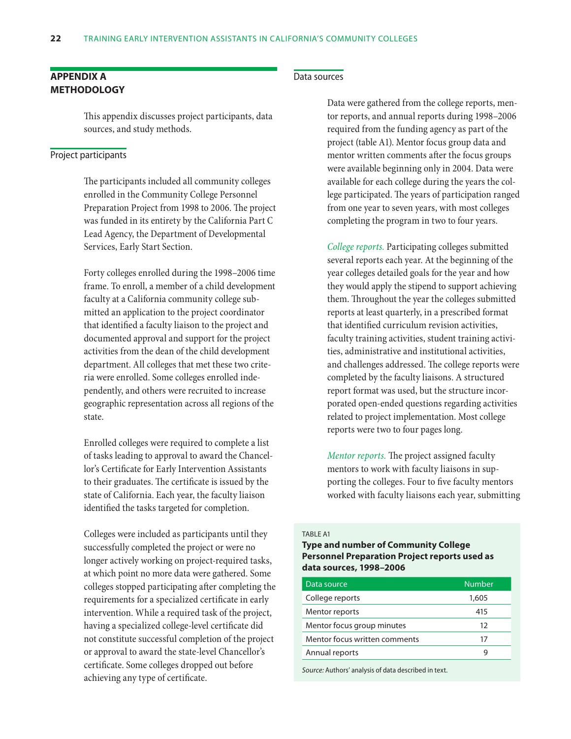## APPENDIX A
## METHODOLOGY

This appendix discusses project participants, data sources, and study methods.

### Project participants

The participants included all community colleges enrolled in the Community College Personnel Preparation Project from 1998 to 2006. The project was funded in its entirety by the California Part C Lead Agency, the Department of Developmental Services, Early Start Section.

Forty colleges enrolled during the 1998–2006 time frame. To enroll, a member of a child development faculty at a California community college submitted an application to the project coordinator that identified a faculty liaison to the project and documented approval and support for the project activities from the dean of the child development department. All colleges that met these two criteria were enrolled. Some colleges enrolled independently, and others were recruited to increase geographic representation across all regions of the state.

Enrolled colleges were required to complete a list of tasks leading to approval to award the Chancellor's Certificate for Early Intervention Assistants to their graduates. The certificate is issued by the state of California. Each year, the faculty liaison identified the tasks targeted for completion.

Colleges were included as participants until they successfully completed the project or were no longer actively working on project-required tasks, at which point no more data were gathered. Some colleges stopped participating after completing the requirements for a specialized certificate in early intervention. While a required task of the project, having a specialized college-level certificate did not constitute successful completion of the project or approval to award the state-level Chancellor's certificate. Some colleges dropped out before achieving any type of certificate.

### Data sources

Data were gathered from the college reports, mentor reports, and annual reports during 1998–2006 required from the funding agency as part of the project (table A1). Mentor focus group data and mentor written comments after the focus groups were available beginning only in 2004. Data were available for each college during the years the college participated. The years of participation ranged from one year to seven years, with most colleges completing the program in two to four years.

*College reports.* Participating colleges submitted several reports each year. At the beginning of the year colleges detailed goals for the year and how they would apply the stipend to support achieving them. Throughout the year the colleges submitted reports at least quarterly, in a prescribed format that identified curriculum revision activities, faculty training activities, student training activities, administrative and institutional activities, and challenges addressed. The college reports were completed by the faculty liaisons. A structured report format was used, but the structure incorporated open-ended questions regarding activities related to project implementation. Most college reports were two to four pages long.

*Mentor reports.* The project assigned faculty mentors to work with faculty liaisons in supporting the colleges. Four to five faculty mentors worked with faculty liaisons each year, submitting

TABLE A1

**Type and number of Community College Personnel Preparation Project reports used as data sources, 1998–2006**

| Data source | Number |
|---|---|
| College reports | 1,605 |
| Mentor reports | 415 |
| Mentor focus group minutes | 12 |
| Mentor focus written comments | 17 |
| Annual reports | 9 |

*Source:* Authors' analysis of data described in text.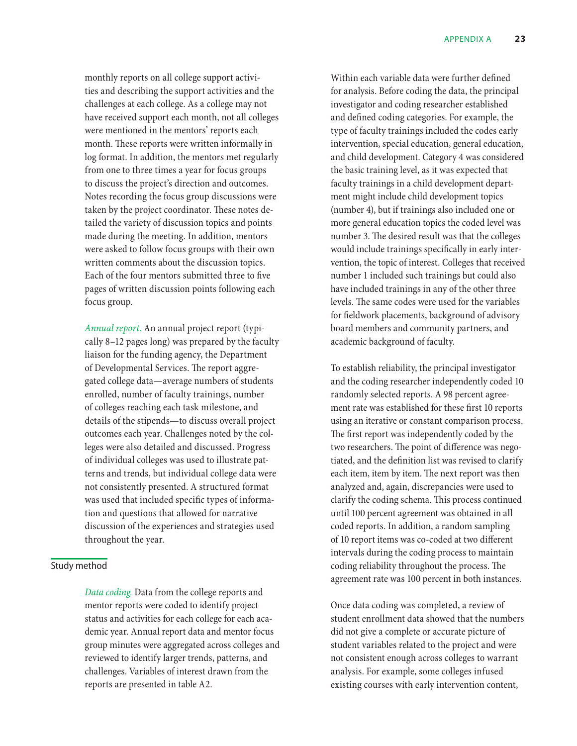monthly reports on all college support activities and describing the support activities and the challenges at each college. As a college may not have received support each month, not all colleges were mentioned in the mentors' reports each month. These reports were written informally in log format. In addition, the mentors met regularly from one to three times a year for focus groups to discuss the project's direction and outcomes. Notes recording the focus group discussions were taken by the project coordinator. These notes detailed the variety of discussion topics and points made during the meeting. In addition, mentors were asked to follow focus groups with their own written comments about the discussion topics. Each of the four mentors submitted three to five pages of written discussion points following each focus group.

*Annual report.* An annual project report (typically 8–12 pages long) was prepared by the faculty liaison for the funding agency, the Department of Developmental Services. The report aggregated college data—average numbers of students enrolled, number of faculty trainings, number of colleges reaching each task milestone, and details of the stipends—to discuss overall project outcomes each year. Challenges noted by the colleges were also detailed and discussed. Progress of individual colleges was used to illustrate patterns and trends, but individual college data were not consistently presented. A structured format was used that included specific types of information and questions that allowed for narrative discussion of the experiences and strategies used throughout the year.

## Study method

*Data coding.* Data from the college reports and mentor reports were coded to identify project status and activities for each college for each academic year. Annual report data and mentor focus group minutes were aggregated across colleges and reviewed to identify larger trends, patterns, and challenges. Variables of interest drawn from the reports are presented in table A2.

Within each variable data were further defined for analysis. Before coding the data, the principal investigator and coding researcher established and defined coding categories. For example, the type of faculty trainings included the codes early intervention, special education, general education, and child development. Category 4 was considered the basic training level, as it was expected that faculty trainings in a child development department might include child development topics (number 4), but if trainings also included one or more general education topics the coded level was number 3. The desired result was that the colleges would include trainings specifically in early intervention, the topic of interest. Colleges that received number 1 included such trainings but could also have included trainings in any of the other three levels. The same codes were used for the variables for fieldwork placements, background of advisory board members and community partners, and academic background of faculty.

To establish reliability, the principal investigator and the coding researcher independently coded 10 randomly selected reports. A 98 percent agreement rate was established for these first 10 reports using an iterative or constant comparison process. The first report was independently coded by the two researchers. The point of difference was negotiated, and the definition list was revised to clarify each item, item by item. The next report was then analyzed and, again, discrepancies were used to clarify the coding schema. This process continued until 100 percent agreement was obtained in all coded reports. In addition, a random sampling of 10 report items was co-coded at two different intervals during the coding process to maintain coding reliability throughout the process. The agreement rate was 100 percent in both instances.

Once data coding was completed, a review of student enrollment data showed that the numbers did not give a complete or accurate picture of student variables related to the project and were not consistent enough across colleges to warrant analysis. For example, some colleges infused existing courses with early intervention content,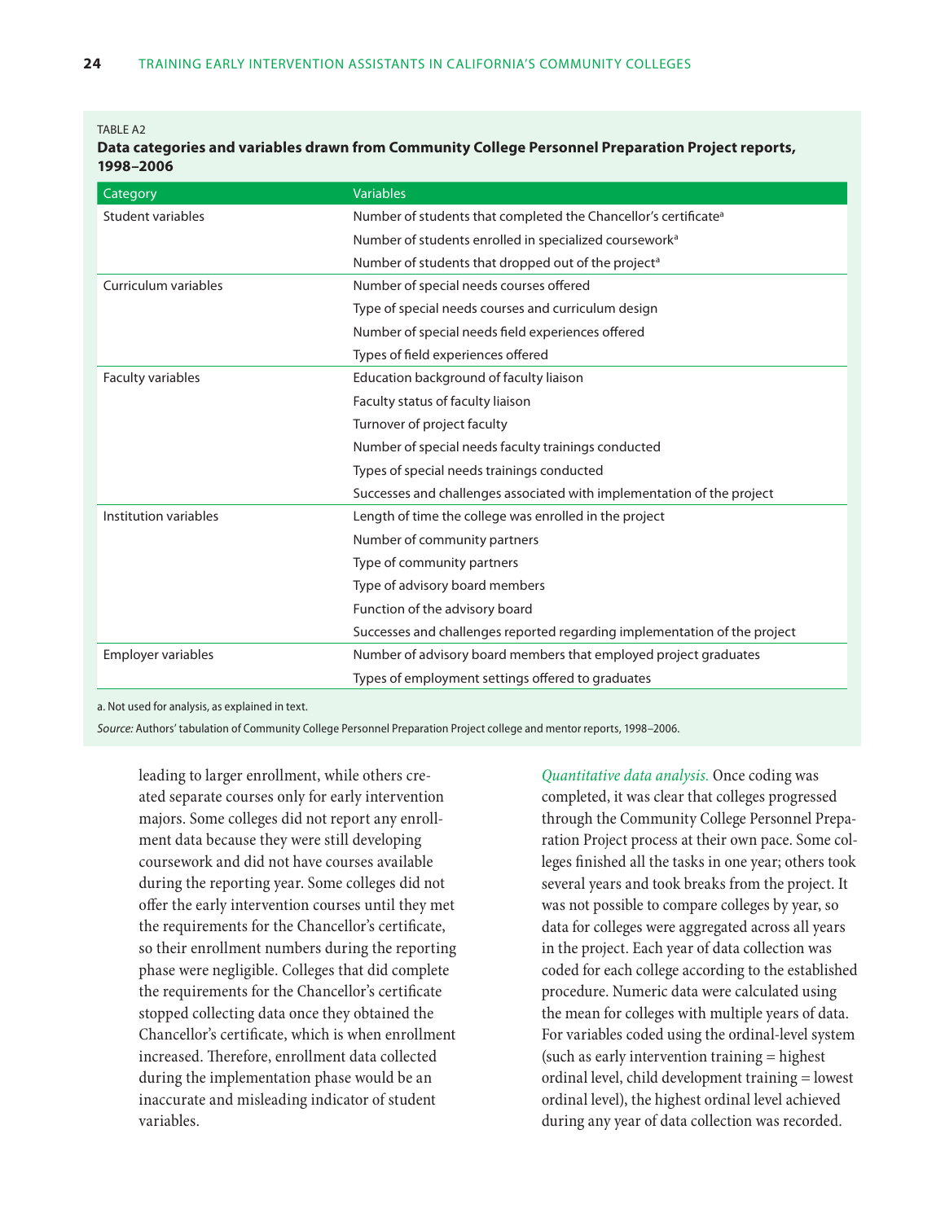TABLE A2

**Data categories and variables drawn from Community College Personnel Preparation Project reports, 1998–2006**

| Category | Variables |
|---|---|
| Student variables | Number of students that completed the Chancellor's certificate[a] |
| | Number of students enrolled in specialized coursework[a] |
| | Number of students that dropped out of the project[a] |
| Curriculum variables | Number of special needs courses offered |
| | Type of special needs courses and curriculum design |
| | Number of special needs field experiences offered |
| | Types of field experiences offered |
| Faculty variables | Education background of faculty liaison |
| | Faculty status of faculty liaison |
| | Turnover of project faculty |
| | Number of special needs faculty trainings conducted |
| | Types of special needs trainings conducted |
| | Successes and challenges associated with implementation of the project |
| Institution variables | Length of time the college was enrolled in the project |
| | Number of community partners |
| | Type of community partners |
| | Type of advisory board members |
| | Function of the advisory board |
| | Successes and challenges reported regarding implementation of the project |
| Employer variables | Number of advisory board members that employed project graduates |
| | Types of employment settings offered to graduates |

a. Not used for analysis, as explained in text.

*Source:* Authors' tabulation of Community College Personnel Preparation Project college and mentor reports, 1998–2006.

leading to larger enrollment, while others created separate courses only for early intervention majors. Some colleges did not report any enrollment data because they were still developing coursework and did not have courses available during the reporting year. Some colleges did not offer the early intervention courses until they met the requirements for the Chancellor's certificate, so their enrollment numbers during the reporting phase were negligible. Colleges that did complete the requirements for the Chancellor's certificate stopped collecting data once they obtained the Chancellor's certificate, which is when enrollment increased. Therefore, enrollment data collected during the implementation phase would be an inaccurate and misleading indicator of student variables.

*Quantitative data analysis.* Once coding was completed, it was clear that colleges progressed through the Community College Personnel Preparation Project process at their own pace. Some colleges finished all the tasks in one year; others took several years and took breaks from the project. It was not possible to compare colleges by year, so data for colleges were aggregated across all years in the project. Each year of data collection was coded for each college according to the established procedure. Numeric data were calculated using the mean for colleges with multiple years of data. For variables coded using the ordinal-level system (such as early intervention training = highest ordinal level, child development training = lowest ordinal level), the highest ordinal level achieved during any year of data collection was recorded.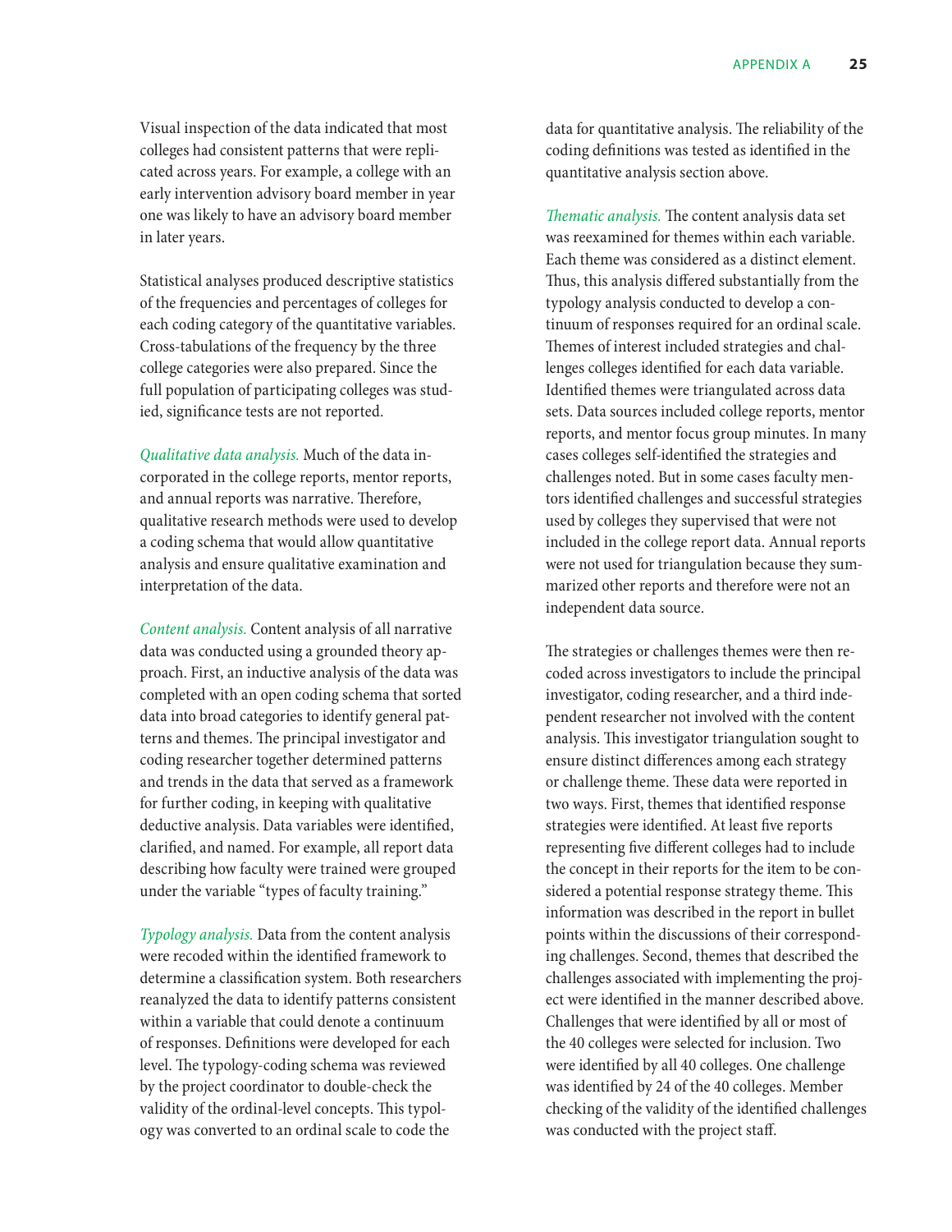Visual inspection of the data indicated that most colleges had consistent patterns that were replicated across years. For example, a college with an early intervention advisory board member in year one was likely to have an advisory board member in later years.

Statistical analyses produced descriptive statistics of the frequencies and percentages of colleges for each coding category of the quantitative variables. Cross-tabulations of the frequency by the three college categories were also prepared. Since the full population of participating colleges was studied, significance tests are not reported.

*Qualitative data analysis.* Much of the data incorporated in the college reports, mentor reports, and annual reports was narrative. Therefore, qualitative research methods were used to develop a coding schema that would allow quantitative analysis and ensure qualitative examination and interpretation of the data.

*Content analysis.* Content analysis of all narrative data was conducted using a grounded theory approach. First, an inductive analysis of the data was completed with an open coding schema that sorted data into broad categories to identify general patterns and themes. The principal investigator and coding researcher together determined patterns and trends in the data that served as a framework for further coding, in keeping with qualitative deductive analysis. Data variables were identified, clarified, and named. For example, all report data describing how faculty were trained were grouped under the variable "types of faculty training."

*Typology analysis.* Data from the content analysis were recoded within the identified framework to determine a classification system. Both researchers reanalyzed the data to identify patterns consistent within a variable that could denote a continuum of responses. Definitions were developed for each level. The typology-coding schema was reviewed by the project coordinator to double-check the validity of the ordinal-level concepts. This typology was converted to an ordinal scale to code the data for quantitative analysis. The reliability of the coding definitions was tested as identified in the quantitative analysis section above.

*Thematic analysis.* The content analysis data set was reexamined for themes within each variable. Each theme was considered as a distinct element. Thus, this analysis differed substantially from the typology analysis conducted to develop a continuum of responses required for an ordinal scale. Themes of interest included strategies and challenges colleges identified for each data variable. Identified themes were triangulated across data sets. Data sources included college reports, mentor reports, and mentor focus group minutes. In many cases colleges self-identified the strategies and challenges noted. But in some cases faculty mentors identified challenges and successful strategies used by colleges they supervised that were not included in the college report data. Annual reports were not used for triangulation because they summarized other reports and therefore were not an independent data source.

The strategies or challenges themes were then recoded across investigators to include the principal investigator, coding researcher, and a third independent researcher not involved with the content analysis. This investigator triangulation sought to ensure distinct differences among each strategy or challenge theme. These data were reported in two ways. First, themes that identified response strategies were identified. At least five reports representing five different colleges had to include the concept in their reports for the item to be considered a potential response strategy theme. This information was described in the report in bullet points within the discussions of their corresponding challenges. Second, themes that described the challenges associated with implementing the project were identified in the manner described above. Challenges that were identified by all or most of the 40 colleges were selected for inclusion. Two were identified by all 40 colleges. One challenge was identified by 24 of the 40 colleges. Member checking of the validity of the identified challenges was conducted with the project staff.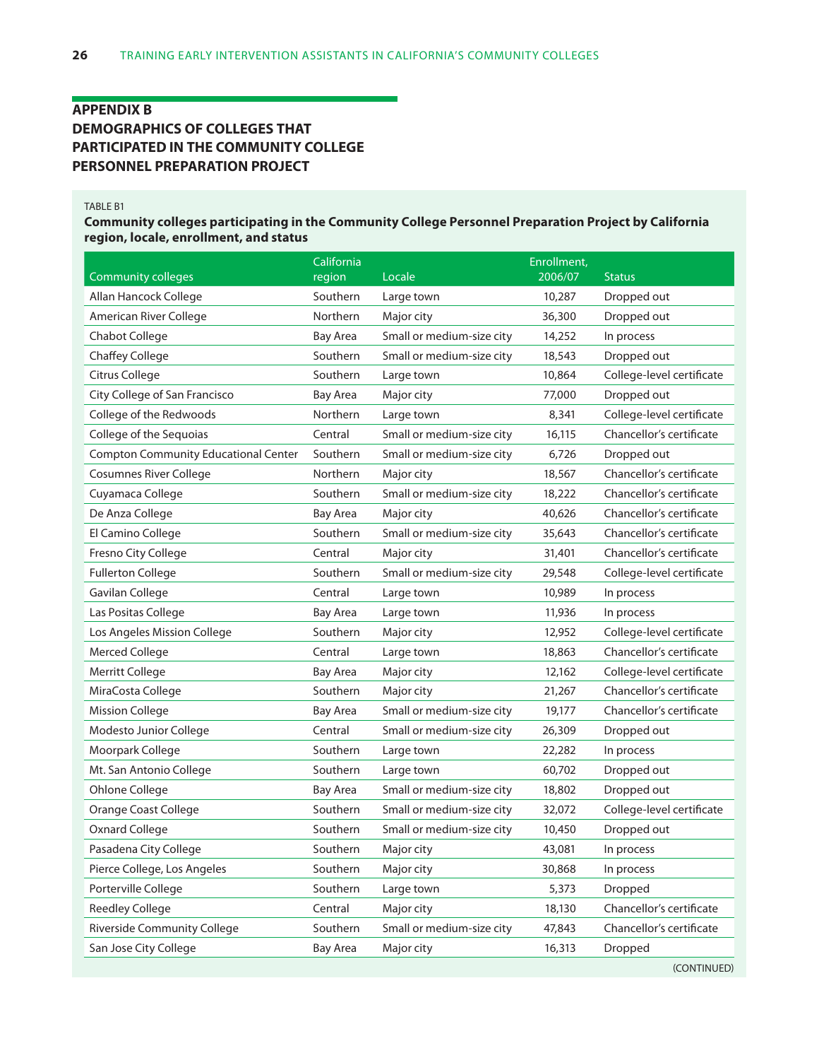## APPENDIX B
## DEMOGRAPHICS OF COLLEGES THAT PARTICIPATED IN THE COMMUNITY COLLEGE PERSONNEL PREPARATION PROJECT

TABLE B1

**Community colleges participating in the Community College Personnel Preparation Project by California region, locale, enrollment, and status**

| Community colleges | California region | Locale | Enrollment, 2006/07 | Status |
|---|---|---|---|---|
| Allan Hancock College | Southern | Large town | 10,287 | Dropped out |
| American River College | Northern | Major city | 36,300 | Dropped out |
| Chabot College | Bay Area | Small or medium-size city | 14,252 | In process |
| Chaffey College | Southern | Small or medium-size city | 18,543 | Dropped out |
| Citrus College | Southern | Large town | 10,864 | College-level certificate |
| City College of San Francisco | Bay Area | Major city | 77,000 | Dropped out |
| College of the Redwoods | Northern | Large town | 8,341 | College-level certificate |
| College of the Sequoias | Central | Small or medium-size city | 16,115 | Chancellor's certificate |
| Compton Community Educational Center | Southern | Small or medium-size city | 6,726 | Dropped out |
| Cosumnes River College | Northern | Major city | 18,567 | Chancellor's certificate |
| Cuyamaca College | Southern | Small or medium-size city | 18,222 | Chancellor's certificate |
| De Anza College | Bay Area | Major city | 40,626 | Chancellor's certificate |
| El Camino College | Southern | Small or medium-size city | 35,643 | Chancellor's certificate |
| Fresno City College | Central | Major city | 31,401 | Chancellor's certificate |
| Fullerton College | Southern | Small or medium-size city | 29,548 | College-level certificate |
| Gavilan College | Central | Large town | 10,989 | In process |
| Las Positas College | Bay Area | Large town | 11,936 | In process |
| Los Angeles Mission College | Southern | Major city | 12,952 | College-level certificate |
| Merced College | Central | Large town | 18,863 | Chancellor's certificate |
| Merritt College | Bay Area | Major city | 12,162 | College-level certificate |
| MiraCosta College | Southern | Major city | 21,267 | Chancellor's certificate |
| Mission College | Bay Area | Small or medium-size city | 19,177 | Chancellor's certificate |
| Modesto Junior College | Central | Small or medium-size city | 26,309 | Dropped out |
| Moorpark College | Southern | Large town | 22,282 | In process |
| Mt. San Antonio College | Southern | Large town | 60,702 | Dropped out |
| Ohlone College | Bay Area | Small or medium-size city | 18,802 | Dropped out |
| Orange Coast College | Southern | Small or medium-size city | 32,072 | College-level certificate |
| Oxnard College | Southern | Small or medium-size city | 10,450 | Dropped out |
| Pasadena City College | Southern | Major city | 43,081 | In process |
| Pierce College, Los Angeles | Southern | Major city | 30,868 | In process |
| Porterville College | Southern | Large town | 5,373 | Dropped |
| Reedley College | Central | Major city | 18,130 | Chancellor's certificate |
| Riverside Community College | Southern | Small or medium-size city | 47,843 | Chancellor's certificate |
| San Jose City College | Bay Area | Major city | 16,313 | Dropped |

(CONTINUED)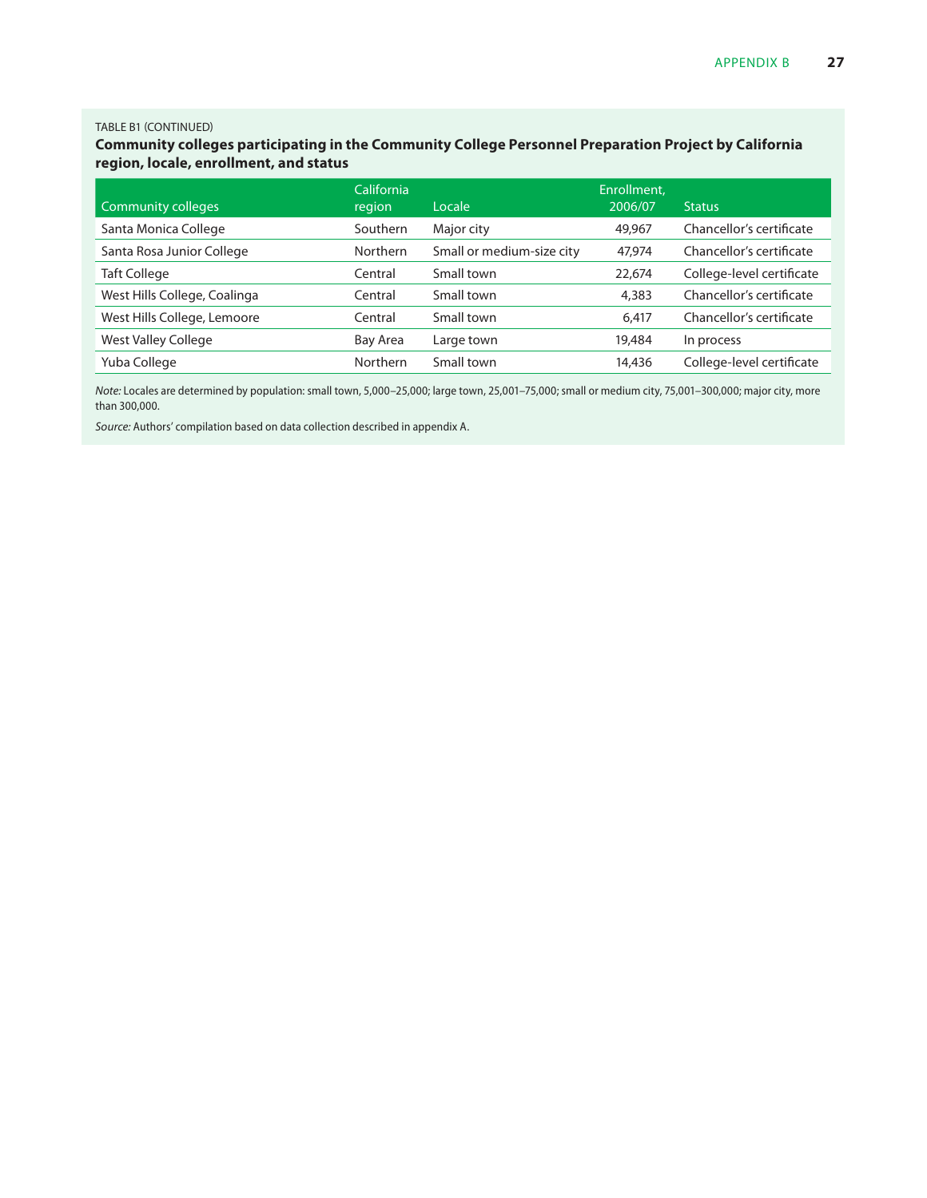TABLE B1 (CONTINUED)

**Community colleges participating in the Community College Personnel Preparation Project by California region, locale, enrollment, and status**

| Community colleges | California region | Locale | Enrollment, 2006/07 | Status |
|---|---|---|---|---|
| Santa Monica College | Southern | Major city | 49,967 | Chancellor's certificate |
| Santa Rosa Junior College | Northern | Small or medium-size city | 47,974 | Chancellor's certificate |
| Taft College | Central | Small town | 22,674 | College-level certificate |
| West Hills College, Coalinga | Central | Small town | 4,383 | Chancellor's certificate |
| West Hills College, Lemoore | Central | Small town | 6,417 | Chancellor's certificate |
| West Valley College | Bay Area | Large town | 19,484 | In process |
| Yuba College | Northern | Small town | 14,436 | College-level certificate |

*Note:* Locales are determined by population: small town, 5,000–25,000; large town, 25,001–75,000; small or medium city, 75,001–300,000; major city, more than 300,000.

*Source:* Authors' compilation based on data collection described in appendix A.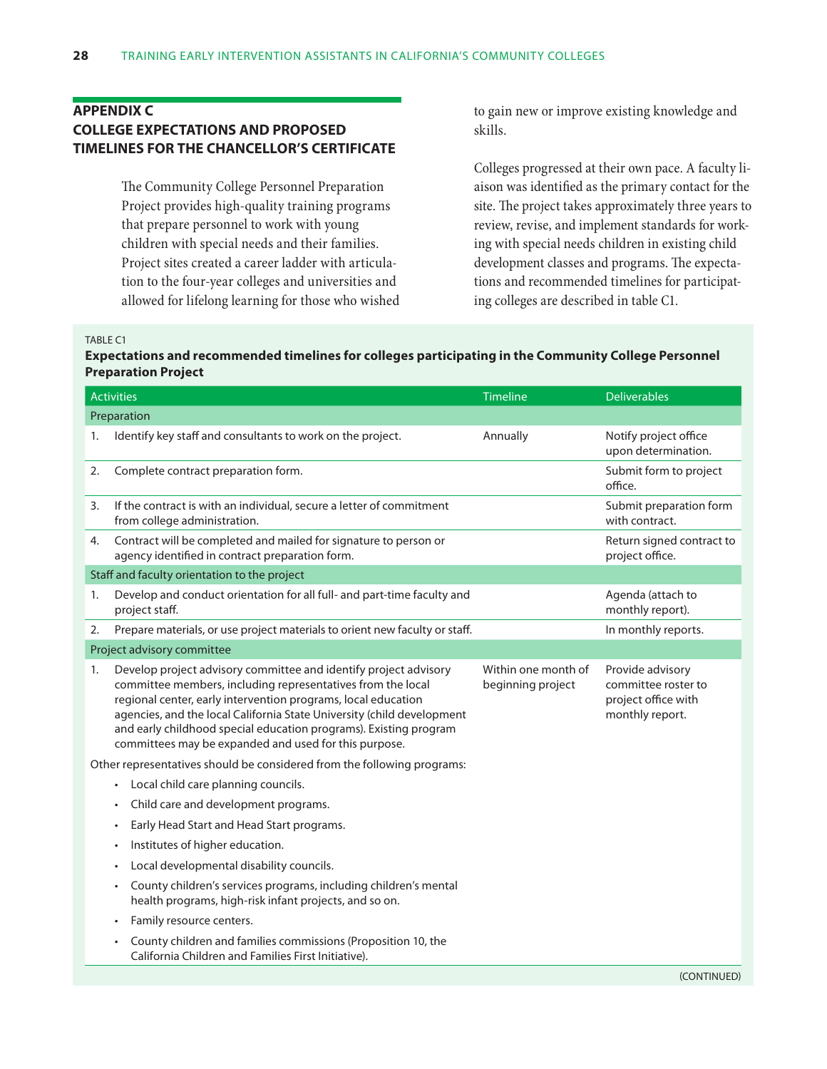## APPENDIX C
## COLLEGE EXPECTATIONS AND PROPOSED TIMELINES FOR THE CHANCELLOR'S CERTIFICATE

The Community College Personnel Preparation Project provides high-quality training programs that prepare personnel to work with young children with special needs and their families. Project sites created a career ladder with articulation to the four-year colleges and universities and allowed for lifelong learning for those who wished to gain new or improve existing knowledge and skills.

Colleges progressed at their own pace. A faculty liaison was identified as the primary contact for the site. The project takes approximately three years to review, revise, and implement standards for working with special needs children in existing child development classes and programs. The expectations and recommended timelines for participating colleges are described in table C1.

TABLE C1

**Expectations and recommended timelines for colleges participating in the Community College Personnel Preparation Project**

| Activities | Timeline | Deliverables |
|---|---|---|
| **Preparation** | | |
| 1. Identify key staff and consultants to work on the project. | Annually | Notify project office upon determination. |
| 2. Complete contract preparation form. | | Submit form to project office. |
| 3. If the contract is with an individual, secure a letter of commitment from college administration. | | Submit preparation form with contract. |
| 4. Contract will be completed and mailed for signature to person or agency identified in contract preparation form. | | Return signed contract to project office. |
| **Staff and faculty orientation to the project** | | |
| 1. Develop and conduct orientation for all full- and part-time faculty and project staff. | | Agenda (attach to monthly report). |
| 2. Prepare materials, or use project materials to orient new faculty or staff. | | In monthly reports. |
| **Project advisory committee** | | |
| 1. Develop project advisory committee and identify project advisory committee members, including representatives from the local regional center, early intervention programs, local education agencies, and the local California State University (child development and early childhood special education programs). Existing program committees may be expanded and used for this purpose. | Within one month of beginning project | Provide advisory committee roster to project office with monthly report. |
| Other representatives should be considered from the following programs:<br>• Local child care planning councils.<br>• Child care and development programs.<br>• Early Head Start and Head Start programs.<br>• Institutes of higher education.<br>• Local developmental disability councils.<br>• County children's services programs, including children's mental health programs, high-risk infant projects, and so on.<br>• Family resource centers.<br>• County children and families commissions (Proposition 10, the California Children and Families First Initiative). | | |

(CONTINUED)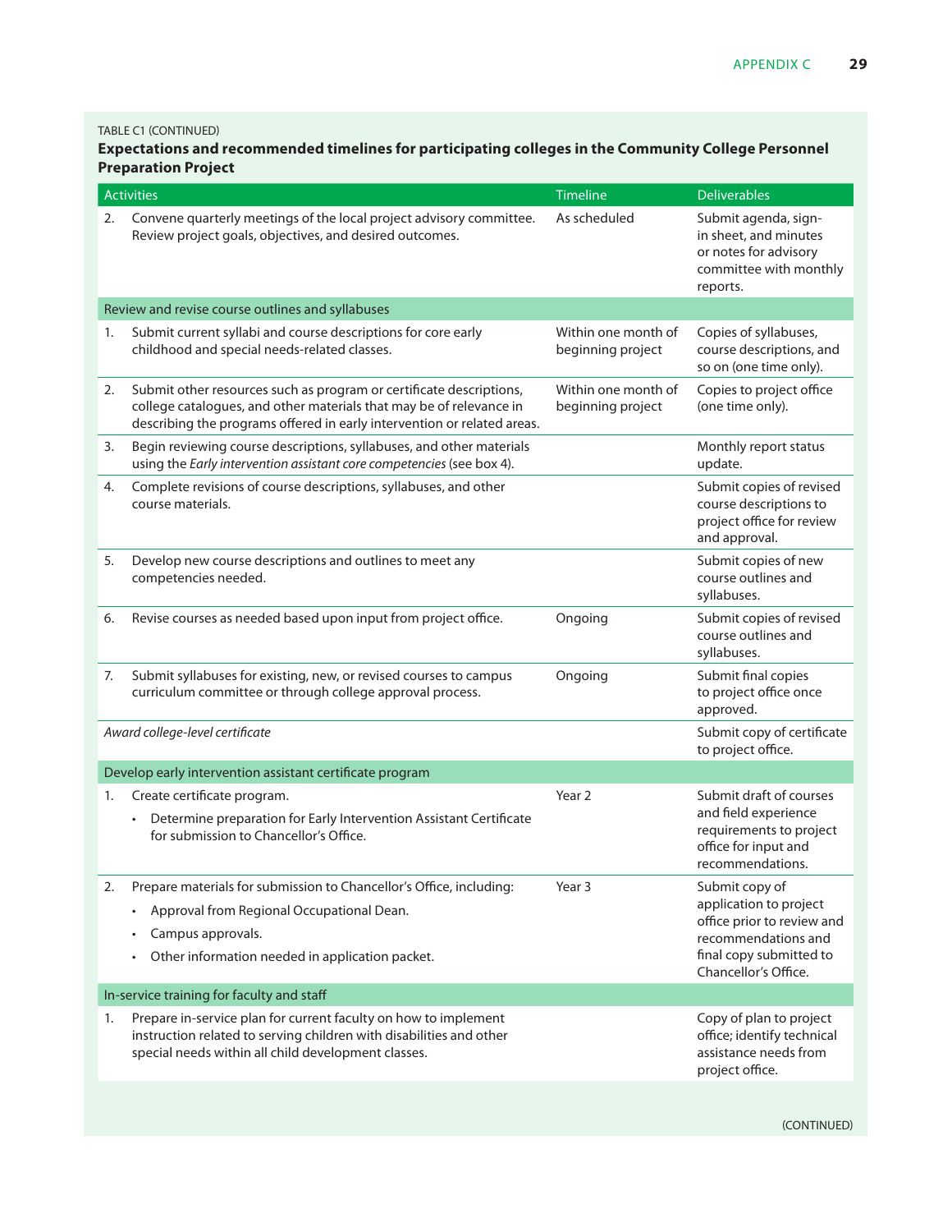TABLE C1 (CONTINUED)

**Expectations and recommended timelines for participating colleges in the Community College Personnel Preparation Project**

| Activities | Timeline | Deliverables |
|---|---|---|
| 2. Convene quarterly meetings of the local project advisory committee. Review project goals, objectives, and desired outcomes. | As scheduled | Submit agenda, sign-in sheet, and minutes or notes for advisory committee with monthly reports. |
| Review and revise course outlines and syllabuses | | |
| 1. Submit current syllabi and course descriptions for core early childhood and special needs-related classes. | Within one month of beginning project | Copies of syllabuses, course descriptions, and so on (one time only). |
| 2. Submit other resources such as program or certificate descriptions, college catalogues, and other materials that may be of relevance in describing the programs offered in early intervention or related areas. | Within one month of beginning project | Copies to project office (one time only). |
| 3. Begin reviewing course descriptions, syllabuses, and other materials using the *Early intervention assistant core competencies* (see box 4). | | Monthly report status update. |
| 4. Complete revisions of course descriptions, syllabuses, and other course materials. | | Submit copies of revised course descriptions to project office for review and approval. |
| 5. Develop new course descriptions and outlines to meet any competencies needed. | | Submit copies of new course outlines and syllabuses. |
| 6. Revise courses as needed based upon input from project office. | Ongoing | Submit copies of revised course outlines and syllabuses. |
| 7. Submit syllabuses for existing, new, or revised courses to campus curriculum committee or through college approval process. | Ongoing | Submit final copies to project office once approved. |
| *Award college-level certificate* | | Submit copy of certificate to project office. |
| Develop early intervention assistant certificate program | | |
| 1. Create certificate program.<br>• Determine preparation for Early Intervention Assistant Certificate for submission to Chancellor's Office. | Year 2 | Submit draft of courses and field experience requirements to project office for input and recommendations. |
| 2. Prepare materials for submission to Chancellor's Office, including:<br>• Approval from Regional Occupational Dean.<br>• Campus approvals.<br>• Other information needed in application packet. | Year 3 | Submit copy of application to project office prior to review and recommendations and final copy submitted to Chancellor's Office. |
| In-service training for faculty and staff | | |
| 1. Prepare in-service plan for current faculty on how to implement instruction related to serving children with disabilities and other special needs within all child development classes. | | Copy of plan to project office; identify technical assistance needs from project office. |

(CONTINUED)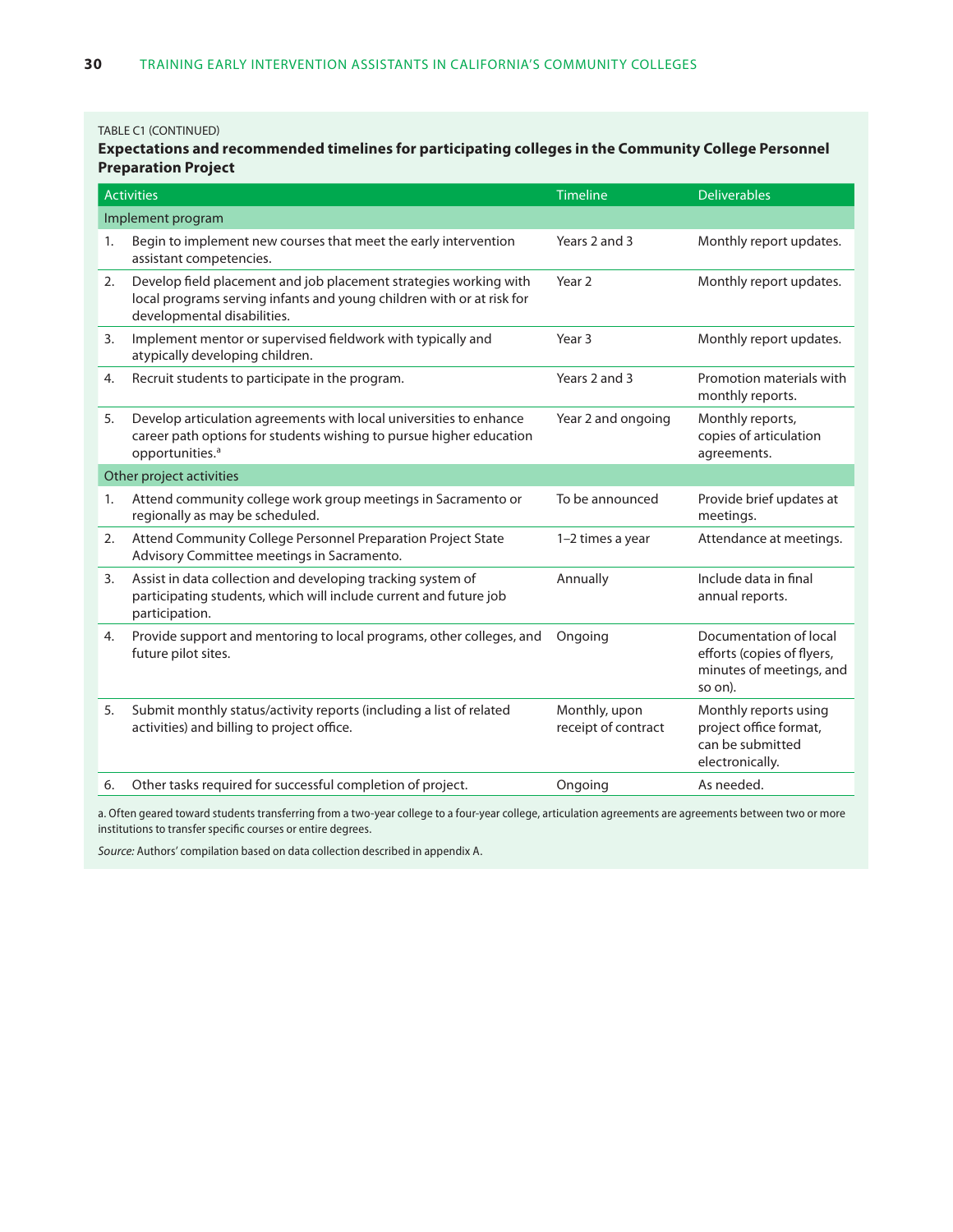TABLE C1 (CONTINUED)

**Expectations and recommended timelines for participating colleges in the Community College Personnel Preparation Project**

| Activities | Timeline | Deliverables |
|---|---|---|
| **Implement program** | | |
| 1. Begin to implement new courses that meet the early intervention assistant competencies. | Years 2 and 3 | Monthly report updates. |
| 2. Develop field placement and job placement strategies working with local programs serving infants and young children with or at risk for developmental disabilities. | Year 2 | Monthly report updates. |
| 3. Implement mentor or supervised fieldwork with typically and atypically developing children. | Year 3 | Monthly report updates. |
| 4. Recruit students to participate in the program. | Years 2 and 3 | Promotion materials with monthly reports. |
| 5. Develop articulation agreements with local universities to enhance career path options for students wishing to pursue higher education opportunities.[a] | Year 2 and ongoing | Monthly reports, copies of articulation agreements. |
| **Other project activities** | | |
| 1. Attend community college work group meetings in Sacramento or regionally as may be scheduled. | To be announced | Provide brief updates at meetings. |
| 2. Attend Community College Personnel Preparation Project State Advisory Committee meetings in Sacramento. | 1–2 times a year | Attendance at meetings. |
| 3. Assist in data collection and developing tracking system of participating students, which will include current and future job participation. | Annually | Include data in final annual reports. |
| 4. Provide support and mentoring to local programs, other colleges, and future pilot sites. | Ongoing | Documentation of local efforts (copies of flyers, minutes of meetings, and so on). |
| 5. Submit monthly status/activity reports (including a list of related activities) and billing to project office. | Monthly, upon receipt of contract | Monthly reports using project office format, can be submitted electronically. |
| 6. Other tasks required for successful completion of project. | Ongoing | As needed. |

a. Often geared toward students transferring from a two-year college to a four-year college, articulation agreements are agreements between two or more institutions to transfer specific courses or entire degrees.

*Source:* Authors' compilation based on data collection described in appendix A.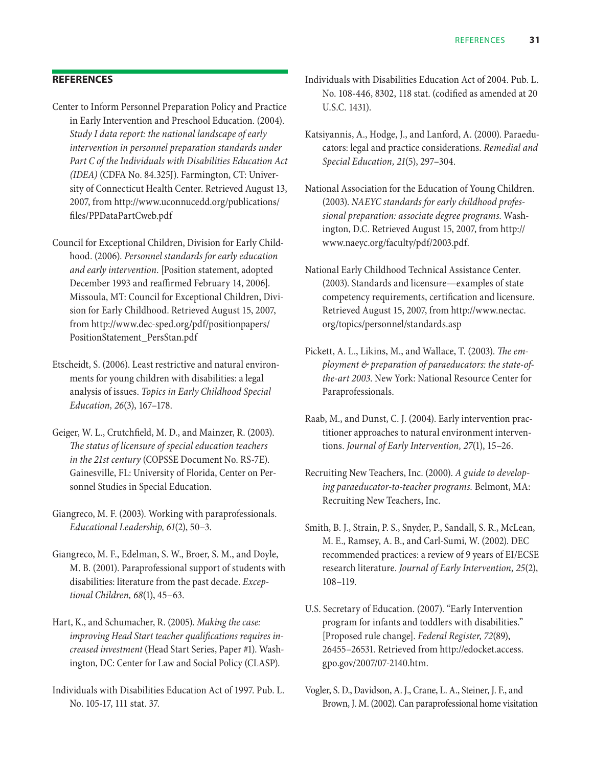## REFERENCES

Center to Inform Personnel Preparation Policy and Practice in Early Intervention and Preschool Education. (2004). *Study I data report: the national landscape of early intervention in personnel preparation standards under Part C of the Individuals with Disabilities Education Act (IDEA)* (CDFA No. 84.325J). Farmington, CT: University of Connecticut Health Center. Retrieved August 13, 2007, from http://www.uconnucedd.org/publications/files/PPDataPartCweb.pdf

Council for Exceptional Children, Division for Early Childhood. (2006). *Personnel standards for early education and early intervention.* [Position statement, adopted December 1993 and reaffirmed February 14, 2006]. Missoula, MT: Council for Exceptional Children, Division for Early Childhood. Retrieved August 15, 2007, from http://www.dec-sped.org/pdf/positionpapers/PositionStatement_PersStan.pdf

Etscheidt, S. (2006). Least restrictive and natural environments for young children with disabilities: a legal analysis of issues. *Topics in Early Childhood Special Education, 26*(3), 167–178.

Geiger, W. L., Crutchfield, M. D., and Mainzer, R. (2003). *The status of licensure of special education teachers in the 21st century* (COPSSE Document No. RS-7E). Gainesville, FL: University of Florida, Center on Personnel Studies in Special Education.

Giangreco, M. F. (2003). Working with paraprofessionals. *Educational Leadership, 61*(2), 50–3.

Giangreco, M. F., Edelman, S. W., Broer, S. M., and Doyle, M. B. (2001). Paraprofessional support of students with disabilities: literature from the past decade. *Exceptional Children, 68*(1), 45–63.

Hart, K., and Schumacher, R. (2005). *Making the case: improving Head Start teacher qualifications requires increased investment* (Head Start Series, Paper #1). Washington, DC: Center for Law and Social Policy (CLASP).

Individuals with Disabilities Education Act of 1997. Pub. L. No. 105-17, 111 stat. 37.

Individuals with Disabilities Education Act of 2004. Pub. L. No. 108-446, 8302, 118 stat. (codified as amended at 20 U.S.C. 1431).

Katsiyannis, A., Hodge, J., and Lanford, A. (2000). Paraeducators: legal and practice considerations. *Remedial and Special Education, 21*(5), 297–304.

National Association for the Education of Young Children. (2003). *NAEYC standards for early childhood professional preparation: associate degree programs.* Washington, D.C. Retrieved August 15, 2007, from http://www.naeyc.org/faculty/pdf/2003.pdf.

National Early Childhood Technical Assistance Center. (2003). Standards and licensure—examples of state competency requirements, certification and licensure. Retrieved August 15, 2007, from http://www.nectac.org/topics/personnel/standards.asp

Pickett, A. L., Likins, M., and Wallace, T. (2003). *The employment & preparation of paraeducators: the state-of-the-art 2003.* New York: National Resource Center for Paraprofessionals.

Raab, M., and Dunst, C. J. (2004). Early intervention practitioner approaches to natural environment interventions. *Journal of Early Intervention, 27*(1), 15–26.

Recruiting New Teachers, Inc. (2000). *A guide to developing paraeducator-to-teacher programs.* Belmont, MA: Recruiting New Teachers, Inc.

Smith, B. J., Strain, P. S., Snyder, P., Sandall, S. R., McLean, M. E., Ramsey, A. B., and Carl-Sumi, W. (2002). DEC recommended practices: a review of 9 years of EI/ECSE research literature. *Journal of Early Intervention, 25*(2), 108–119.

U.S. Secretary of Education. (2007). "Early Intervention program for infants and toddlers with disabilities." [Proposed rule change]. *Federal Register, 72*(89), 26455–26531. Retrieved from http://edocket.access.gpo.gov/2007/07-2140.htm.

Vogler, S. D., Davidson, A. J., Crane, L. A., Steiner, J. F., and Brown, J. M. (2002). Can paraprofessional home visitation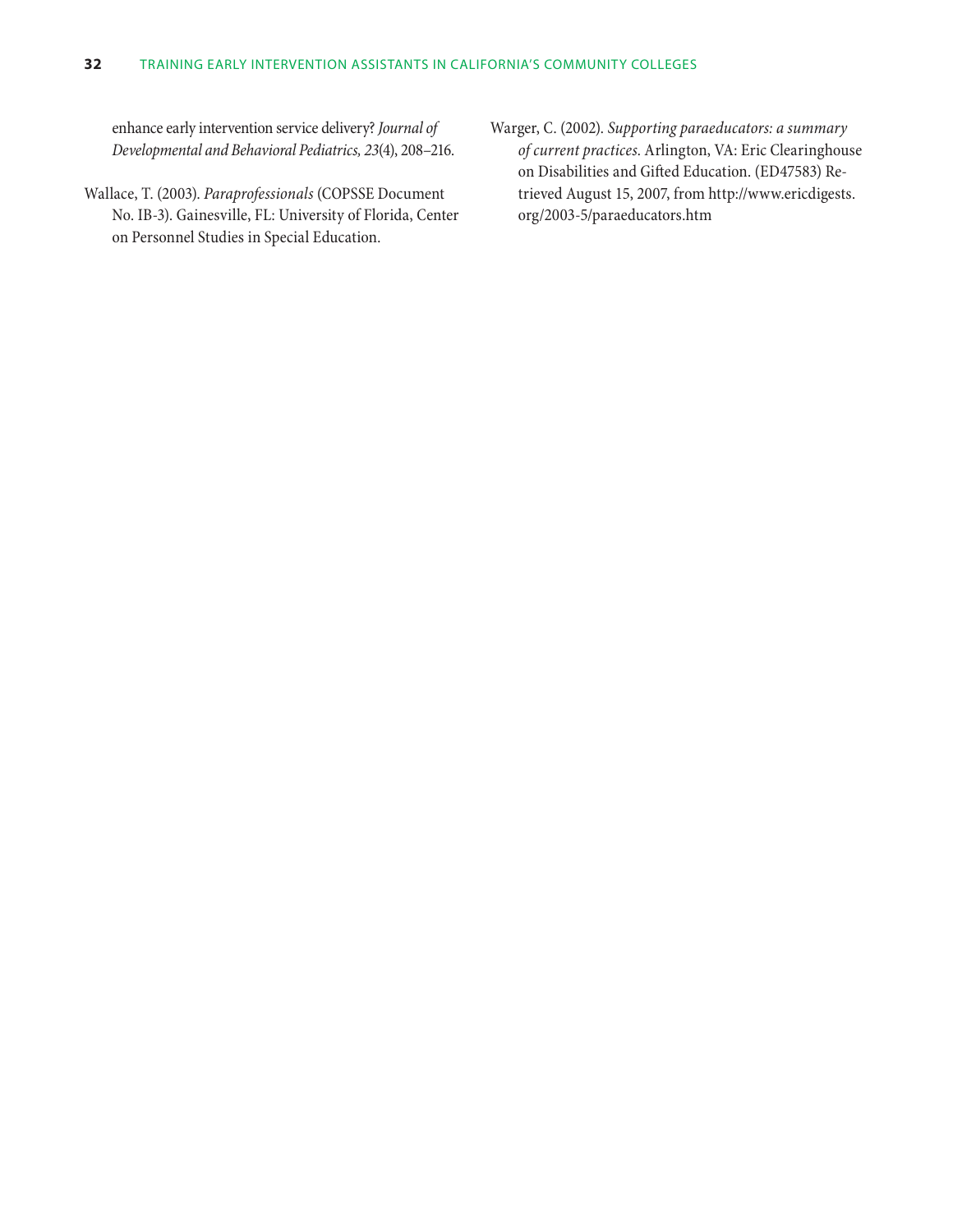enhance early intervention service delivery? *Journal of Developmental and Behavioral Pediatrics, 23*(4), 208–216.

Wallace, T. (2003). *Paraprofessionals* (COPSSE Document No. IB-3). Gainesville, FL: University of Florida, Center on Personnel Studies in Special Education.

Warger, C. (2002). *Supporting paraeducators: a summary of current practices.* Arlington, VA: Eric Clearinghouse on Disabilities and Gifted Education. (ED47583) Retrieved August 15, 2007, from http://www.ericdigests.org/2003-5/paraeducators.htm